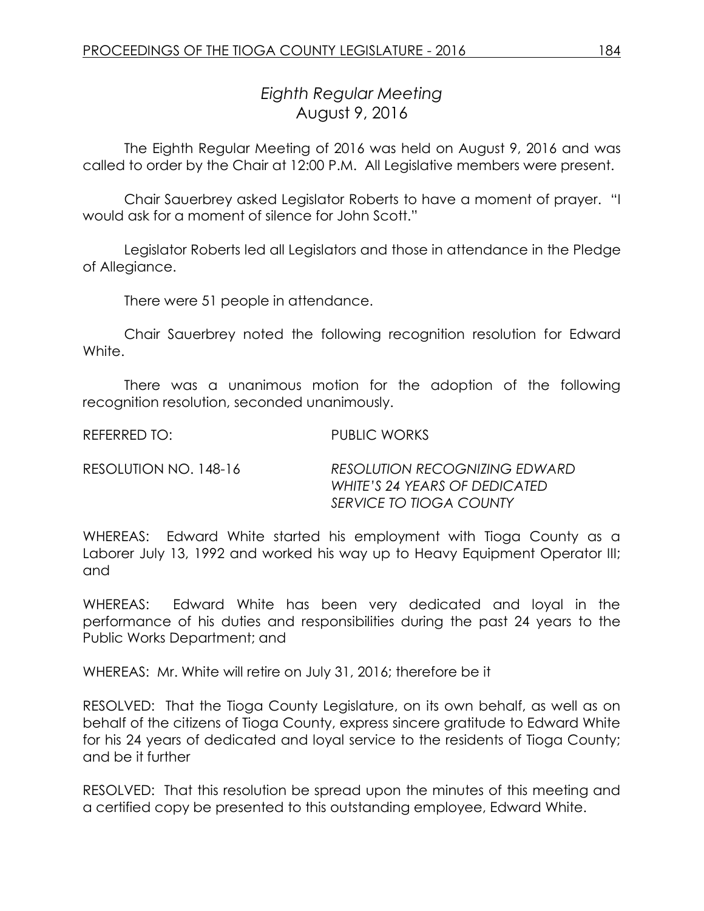# *Eighth Regular Meeting*
## August 9, 2016

The Eighth Regular Meeting of 2016 was held on August 9, 2016 and was called to order by the Chair at 12:00 P.M. All Legislative members were present.

Chair Sauerbrey asked Legislator Roberts to have a moment of prayer. "I would ask for a moment of silence for John Scott."

Legislator Roberts led all Legislators and those in attendance in the Pledge of Allegiance.

There were 51 people in attendance.

Chair Sauerbrey noted the following recognition resolution for Edward White.

There was a unanimous motion for the adoption of the following recognition resolution, seconded unanimously.

REFERRED TO: PUBLIC WORKS

RESOLUTION NO. 148-16 *RESOLUTION RECOGNIZING EDWARD WHITE'S 24 YEARS OF DEDICATED SERVICE TO TIOGA COUNTY*

WHEREAS: Edward White started his employment with Tioga County as a Laborer July 13, 1992 and worked his way up to Heavy Equipment Operator III; and

WHEREAS: Edward White has been very dedicated and loyal in the performance of his duties and responsibilities during the past 24 years to the Public Works Department; and

WHEREAS: Mr. White will retire on July 31, 2016; therefore be it

RESOLVED: That the Tioga County Legislature, on its own behalf, as well as on behalf of the citizens of Tioga County, express sincere gratitude to Edward White for his 24 years of dedicated and loyal service to the residents of Tioga County; and be it further

RESOLVED: That this resolution be spread upon the minutes of this meeting and a certified copy be presented to this outstanding employee, Edward White.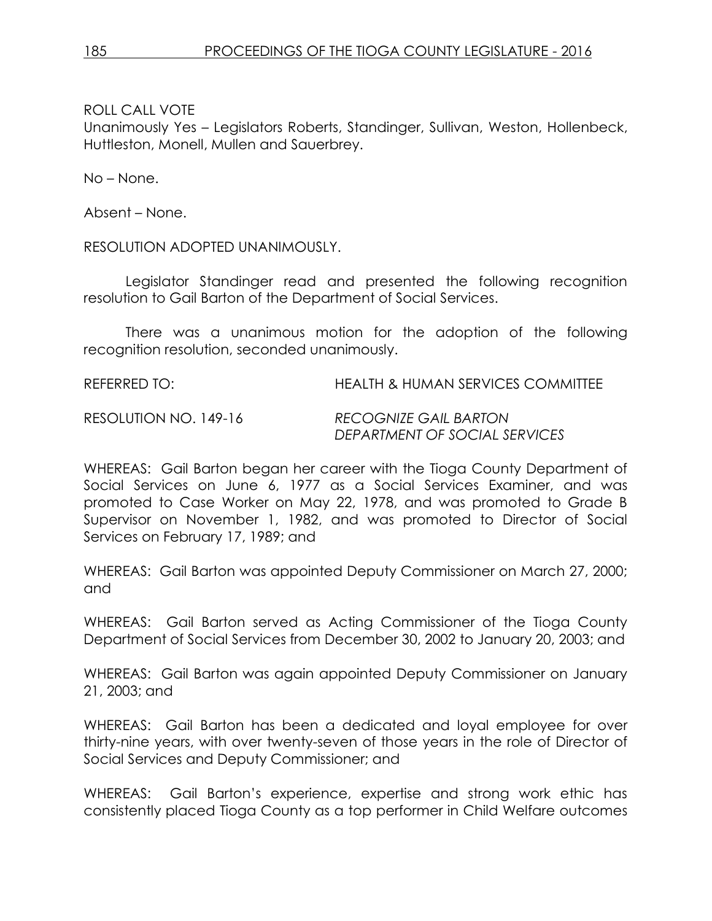ROLL CALL VOTE
Unanimously Yes – Legislators Roberts, Standinger, Sullivan, Weston, Hollenbeck, Huttleston, Monell, Mullen and Sauerbrey.

No – None.

Absent – None.

RESOLUTION ADOPTED UNANIMOUSLY.

Legislator Standinger read and presented the following recognition resolution to Gail Barton of the Department of Social Services.

There was a unanimous motion for the adoption of the following recognition resolution, seconded unanimously.

REFERRED TO: HEALTH & HUMAN SERVICES COMMITTEE

RESOLUTION NO. 149-16 *RECOGNIZE GAIL BARTON DEPARTMENT OF SOCIAL SERVICES*

WHEREAS: Gail Barton began her career with the Tioga County Department of Social Services on June 6, 1977 as a Social Services Examiner, and was promoted to Case Worker on May 22, 1978, and was promoted to Grade B Supervisor on November 1, 1982, and was promoted to Director of Social Services on February 17, 1989; and

WHEREAS: Gail Barton was appointed Deputy Commissioner on March 27, 2000; and

WHEREAS: Gail Barton served as Acting Commissioner of the Tioga County Department of Social Services from December 30, 2002 to January 20, 2003; and

WHEREAS: Gail Barton was again appointed Deputy Commissioner on January 21, 2003; and

WHEREAS: Gail Barton has been a dedicated and loyal employee for over thirty-nine years, with over twenty-seven of those years in the role of Director of Social Services and Deputy Commissioner; and

WHEREAS: Gail Barton's experience, expertise and strong work ethic has consistently placed Tioga County as a top performer in Child Welfare outcomes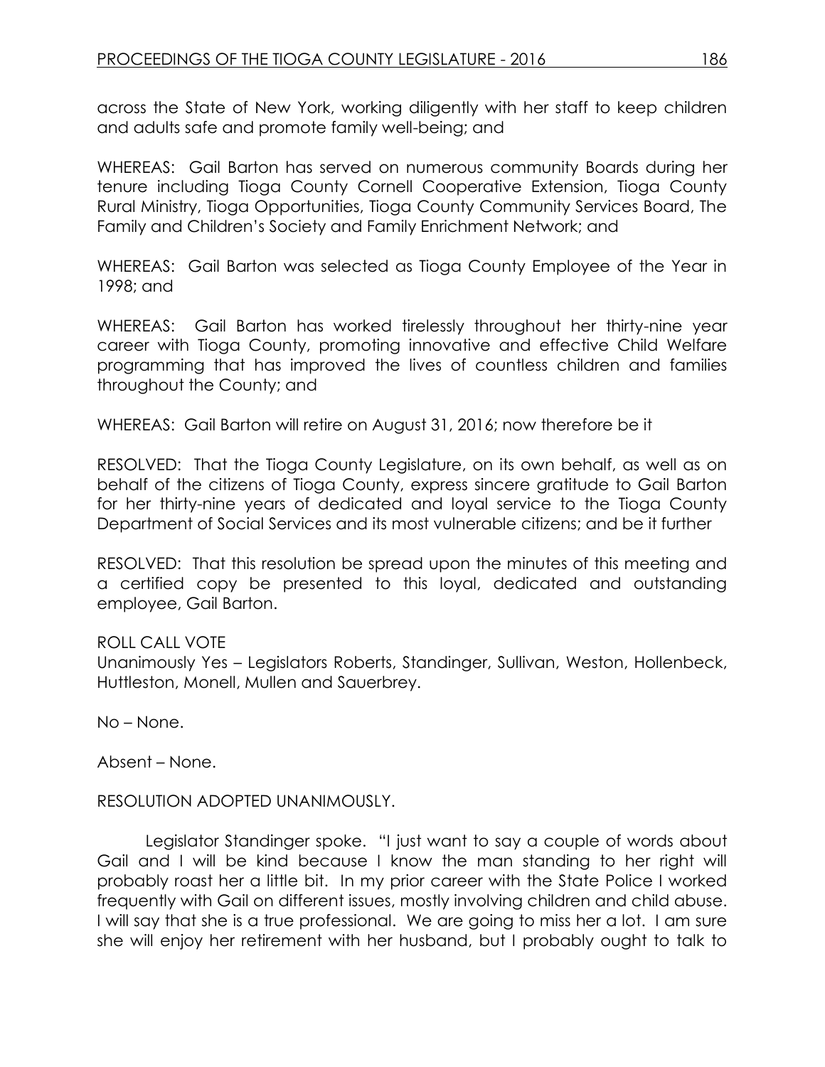across the State of New York, working diligently with her staff to keep children and adults safe and promote family well-being; and

WHEREAS: Gail Barton has served on numerous community Boards during her tenure including Tioga County Cornell Cooperative Extension, Tioga County Rural Ministry, Tioga Opportunities, Tioga County Community Services Board, The Family and Children's Society and Family Enrichment Network; and

WHEREAS: Gail Barton was selected as Tioga County Employee of the Year in 1998; and

WHEREAS: Gail Barton has worked tirelessly throughout her thirty-nine year career with Tioga County, promoting innovative and effective Child Welfare programming that has improved the lives of countless children and families throughout the County; and

WHEREAS: Gail Barton will retire on August 31, 2016; now therefore be it

RESOLVED: That the Tioga County Legislature, on its own behalf, as well as on behalf of the citizens of Tioga County, express sincere gratitude to Gail Barton for her thirty-nine years of dedicated and loyal service to the Tioga County Department of Social Services and its most vulnerable citizens; and be it further

RESOLVED: That this resolution be spread upon the minutes of this meeting and a certified copy be presented to this loyal, dedicated and outstanding employee, Gail Barton.

ROLL CALL VOTE
Unanimously Yes – Legislators Roberts, Standinger, Sullivan, Weston, Hollenbeck, Huttleston, Monell, Mullen and Sauerbrey.

No – None.

Absent – None.

RESOLUTION ADOPTED UNANIMOUSLY.

Legislator Standinger spoke. "I just want to say a couple of words about Gail and I will be kind because I know the man standing to her right will probably roast her a little bit. In my prior career with the State Police I worked frequently with Gail on different issues, mostly involving children and child abuse. I will say that she is a true professional. We are going to miss her a lot. I am sure she will enjoy her retirement with her husband, but I probably ought to talk to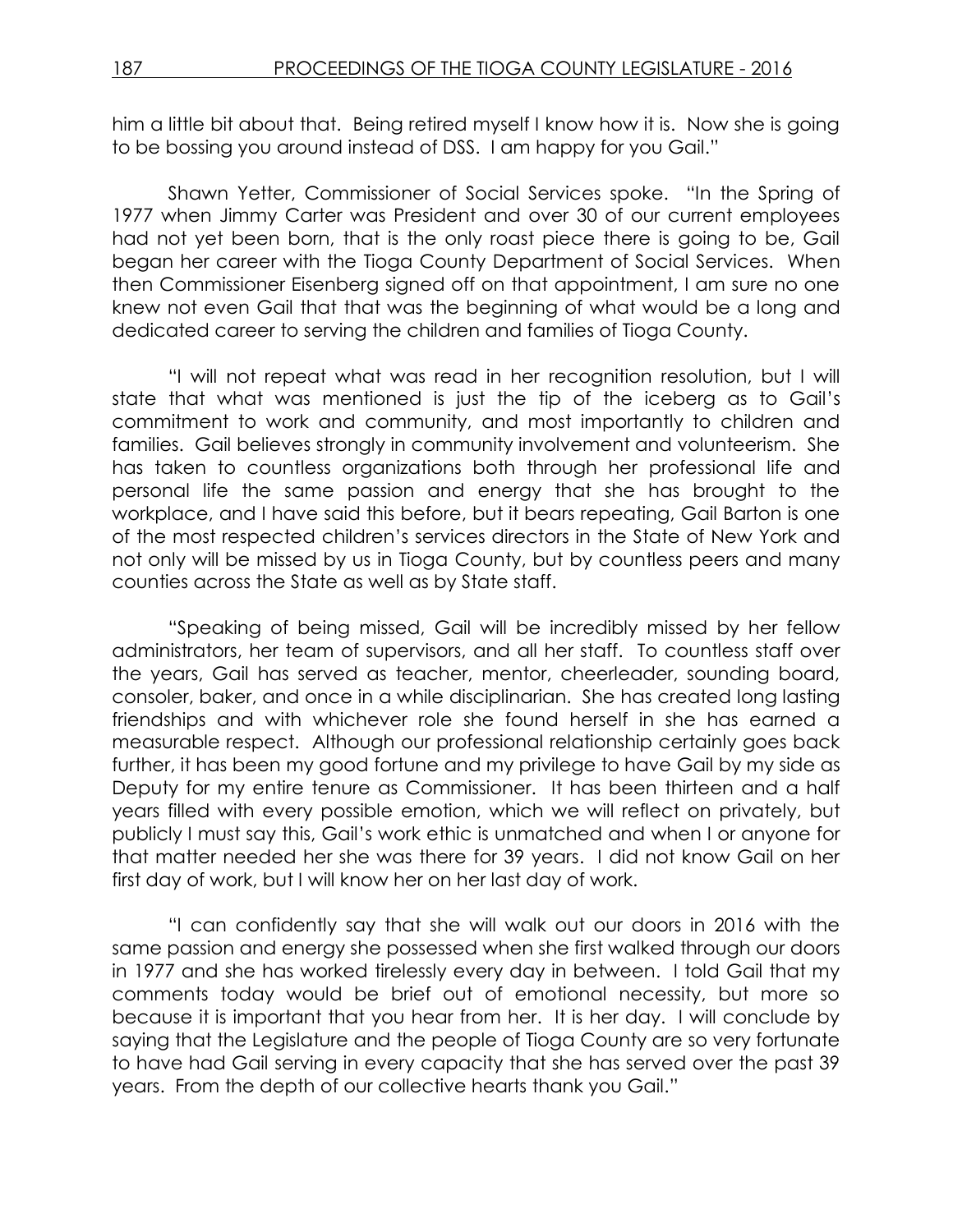him a little bit about that. Being retired myself I know how it is. Now she is going to be bossing you around instead of DSS. I am happy for you Gail."

Shawn Yetter, Commissioner of Social Services spoke. "In the Spring of 1977 when Jimmy Carter was President and over 30 of our current employees had not yet been born, that is the only roast piece there is going to be, Gail began her career with the Tioga County Department of Social Services. When then Commissioner Eisenberg signed off on that appointment, I am sure no one knew not even Gail that that was the beginning of what would be a long and dedicated career to serving the children and families of Tioga County.

"I will not repeat what was read in her recognition resolution, but I will state that what was mentioned is just the tip of the iceberg as to Gail's commitment to work and community, and most importantly to children and families. Gail believes strongly in community involvement and volunteerism. She has taken to countless organizations both through her professional life and personal life the same passion and energy that she has brought to the workplace, and I have said this before, but it bears repeating, Gail Barton is one of the most respected children's services directors in the State of New York and not only will be missed by us in Tioga County, but by countless peers and many counties across the State as well as by State staff.

"Speaking of being missed, Gail will be incredibly missed by her fellow administrators, her team of supervisors, and all her staff. To countless staff over the years, Gail has served as teacher, mentor, cheerleader, sounding board, consoler, baker, and once in a while disciplinarian. She has created long lasting friendships and with whichever role she found herself in she has earned a measurable respect. Although our professional relationship certainly goes back further, it has been my good fortune and my privilege to have Gail by my side as Deputy for my entire tenure as Commissioner. It has been thirteen and a half years filled with every possible emotion, which we will reflect on privately, but publicly I must say this, Gail's work ethic is unmatched and when I or anyone for that matter needed her she was there for 39 years. I did not know Gail on her first day of work, but I will know her on her last day of work.

"I can confidently say that she will walk out our doors in 2016 with the same passion and energy she possessed when she first walked through our doors in 1977 and she has worked tirelessly every day in between. I told Gail that my comments today would be brief out of emotional necessity, but more so because it is important that you hear from her. It is her day. I will conclude by saying that the Legislature and the people of Tioga County are so very fortunate to have had Gail serving in every capacity that she has served over the past 39 years. From the depth of our collective hearts thank you Gail."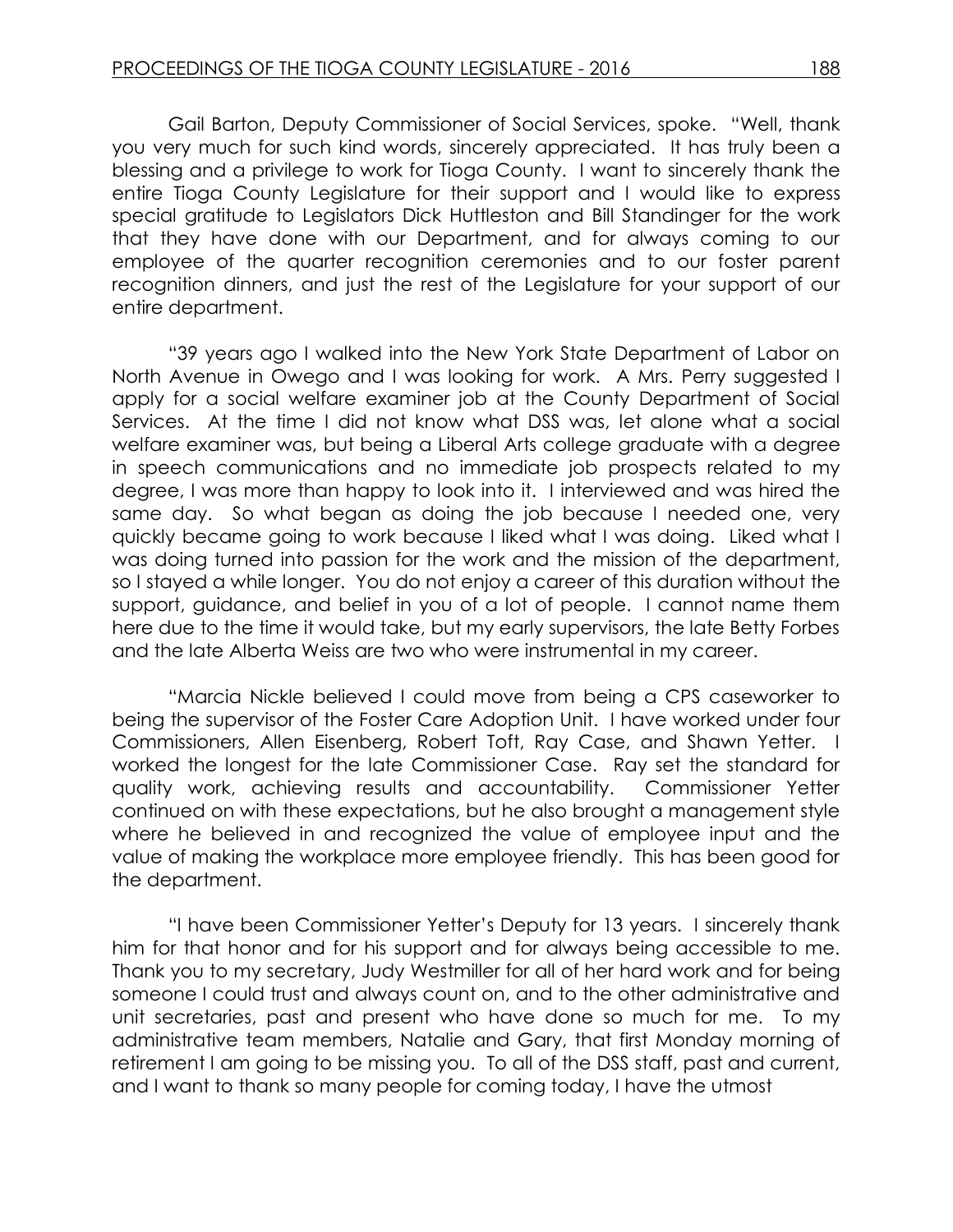Gail Barton, Deputy Commissioner of Social Services, spoke. "Well, thank you very much for such kind words, sincerely appreciated. It has truly been a blessing and a privilege to work for Tioga County. I want to sincerely thank the entire Tioga County Legislature for their support and I would like to express special gratitude to Legislators Dick Huttleston and Bill Standinger for the work that they have done with our Department, and for always coming to our employee of the quarter recognition ceremonies and to our foster parent recognition dinners, and just the rest of the Legislature for your support of our entire department.

"39 years ago I walked into the New York State Department of Labor on North Avenue in Owego and I was looking for work. A Mrs. Perry suggested I apply for a social welfare examiner job at the County Department of Social Services. At the time I did not know what DSS was, let alone what a social welfare examiner was, but being a Liberal Arts college graduate with a degree in speech communications and no immediate job prospects related to my degree, I was more than happy to look into it. I interviewed and was hired the same day. So what began as doing the job because I needed one, very quickly became going to work because I liked what I was doing. Liked what I was doing turned into passion for the work and the mission of the department, so I stayed a while longer. You do not enjoy a career of this duration without the support, guidance, and belief in you of a lot of people. I cannot name them here due to the time it would take, but my early supervisors, the late Betty Forbes and the late Alberta Weiss are two who were instrumental in my career.

"Marcia Nickle believed I could move from being a CPS caseworker to being the supervisor of the Foster Care Adoption Unit. I have worked under four Commissioners, Allen Eisenberg, Robert Toft, Ray Case, and Shawn Yetter. I worked the longest for the late Commissioner Case. Ray set the standard for quality work, achieving results and accountability. Commissioner Yetter continued on with these expectations, but he also brought a management style where he believed in and recognized the value of employee input and the value of making the workplace more employee friendly. This has been good for the department.

"I have been Commissioner Yetter's Deputy for 13 years. I sincerely thank him for that honor and for his support and for always being accessible to me. Thank you to my secretary, Judy Westmiller for all of her hard work and for being someone I could trust and always count on, and to the other administrative and unit secretaries, past and present who have done so much for me. To my administrative team members, Natalie and Gary, that first Monday morning of retirement I am going to be missing you. To all of the DSS staff, past and current, and I want to thank so many people for coming today, I have the utmost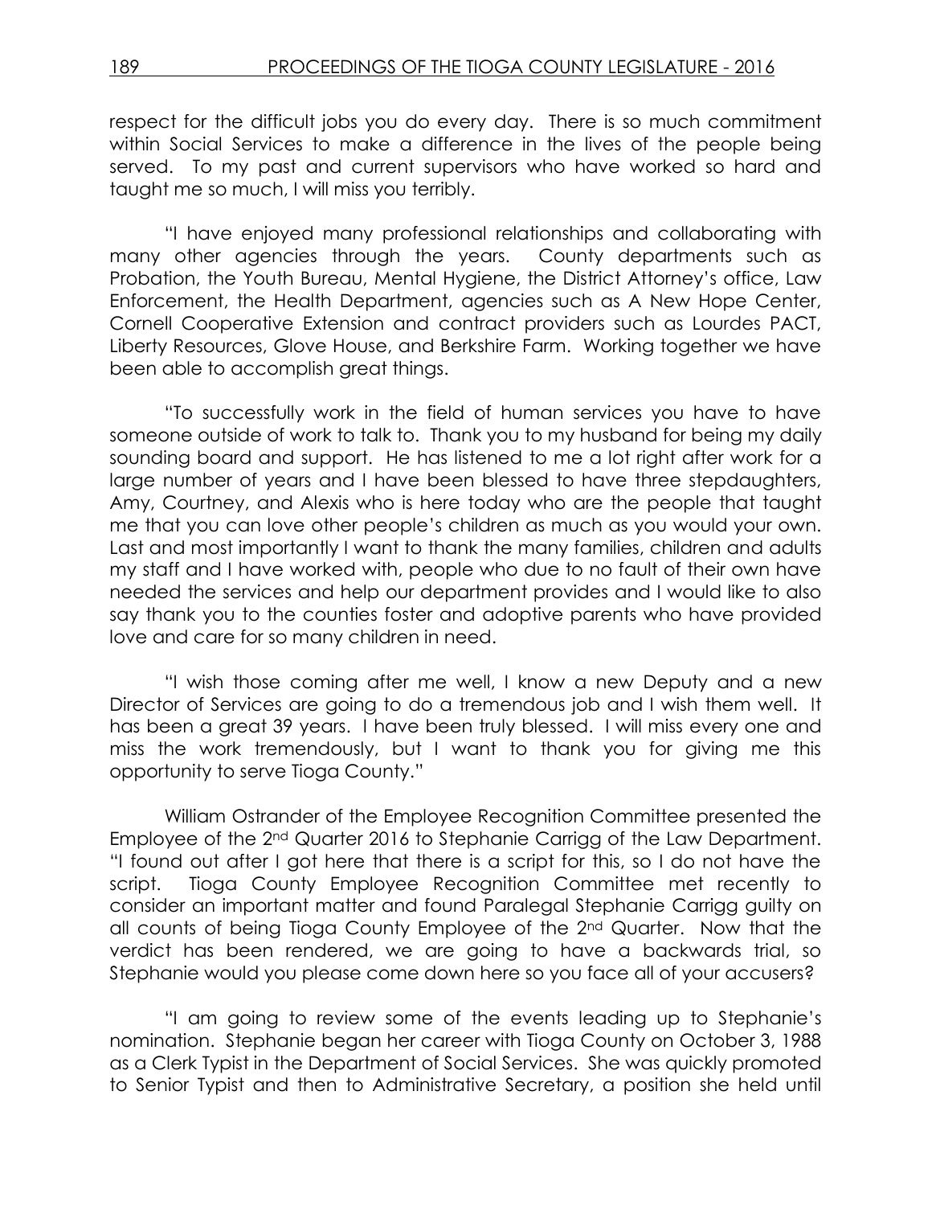respect for the difficult jobs you do every day. There is so much commitment within Social Services to make a difference in the lives of the people being served. To my past and current supervisors who have worked so hard and taught me so much, I will miss you terribly.

"I have enjoyed many professional relationships and collaborating with many other agencies through the years. County departments such as Probation, the Youth Bureau, Mental Hygiene, the District Attorney's office, Law Enforcement, the Health Department, agencies such as A New Hope Center, Cornell Cooperative Extension and contract providers such as Lourdes PACT, Liberty Resources, Glove House, and Berkshire Farm. Working together we have been able to accomplish great things.

"To successfully work in the field of human services you have to have someone outside of work to talk to. Thank you to my husband for being my daily sounding board and support. He has listened to me a lot right after work for a large number of years and I have been blessed to have three stepdaughters, Amy, Courtney, and Alexis who is here today who are the people that taught me that you can love other people's children as much as you would your own. Last and most importantly I want to thank the many families, children and adults my staff and I have worked with, people who due to no fault of their own have needed the services and help our department provides and I would like to also say thank you to the counties foster and adoptive parents who have provided love and care for so many children in need.

"I wish those coming after me well, I know a new Deputy and a new Director of Services are going to do a tremendous job and I wish them well. It has been a great 39 years. I have been truly blessed. I will miss every one and miss the work tremendously, but I want to thank you for giving me this opportunity to serve Tioga County."

William Ostrander of the Employee Recognition Committee presented the Employee of the 2nd Quarter 2016 to Stephanie Carrigg of the Law Department. "I found out after I got here that there is a script for this, so I do not have the script. Tioga County Employee Recognition Committee met recently to consider an important matter and found Paralegal Stephanie Carrigg guilty on all counts of being Tioga County Employee of the 2nd Quarter. Now that the verdict has been rendered, we are going to have a backwards trial, so Stephanie would you please come down here so you face all of your accusers?

"I am going to review some of the events leading up to Stephanie's nomination. Stephanie began her career with Tioga County on October 3, 1988 as a Clerk Typist in the Department of Social Services. She was quickly promoted to Senior Typist and then to Administrative Secretary, a position she held until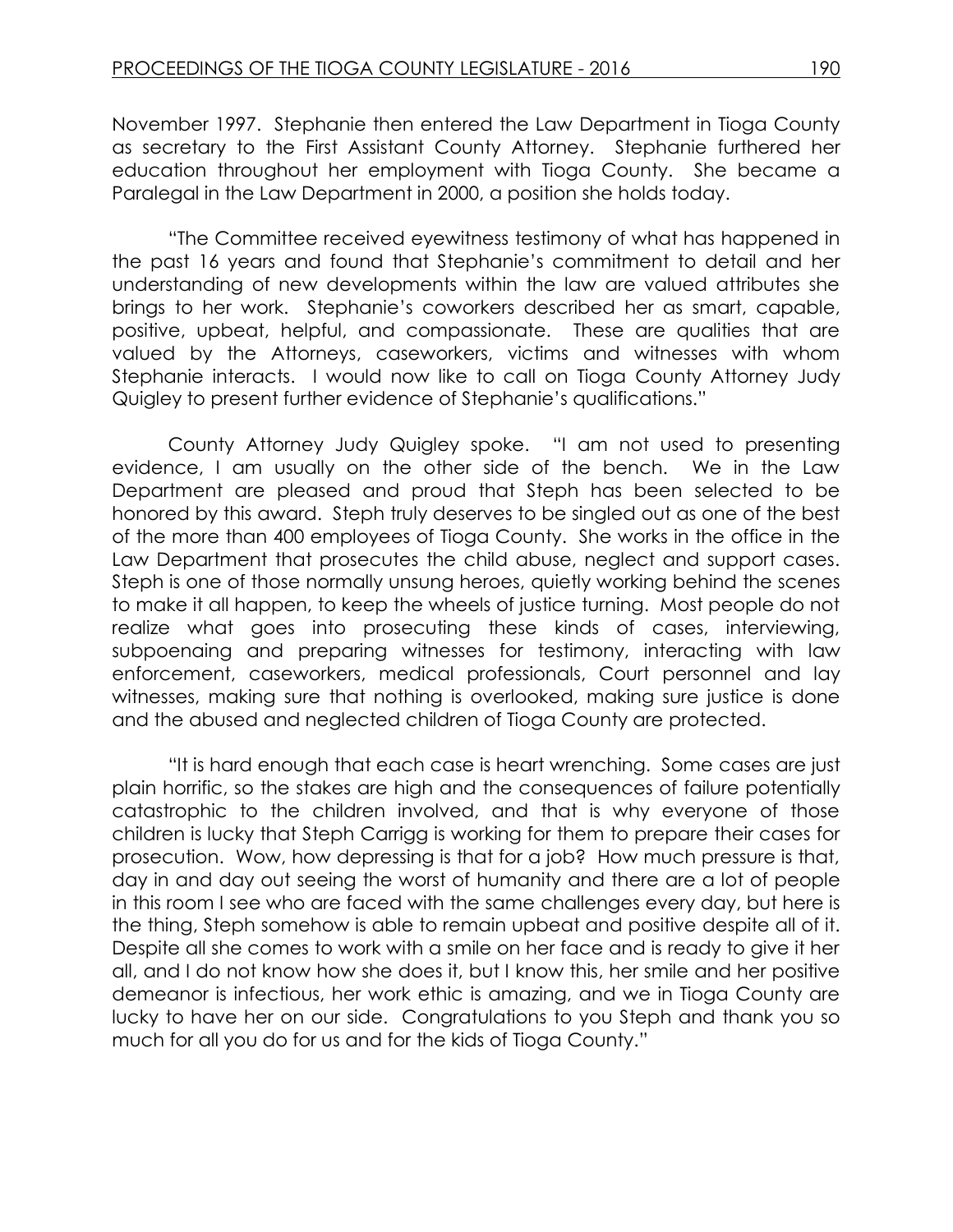November 1997. Stephanie then entered the Law Department in Tioga County as secretary to the First Assistant County Attorney. Stephanie furthered her education throughout her employment with Tioga County. She became a Paralegal in the Law Department in 2000, a position she holds today.

"The Committee received eyewitness testimony of what has happened in the past 16 years and found that Stephanie's commitment to detail and her understanding of new developments within the law are valued attributes she brings to her work. Stephanie's coworkers described her as smart, capable, positive, upbeat, helpful, and compassionate. These are qualities that are valued by the Attorneys, caseworkers, victims and witnesses with whom Stephanie interacts. I would now like to call on Tioga County Attorney Judy Quigley to present further evidence of Stephanie's qualifications."

County Attorney Judy Quigley spoke. "I am not used to presenting evidence, I am usually on the other side of the bench. We in the Law Department are pleased and proud that Steph has been selected to be honored by this award. Steph truly deserves to be singled out as one of the best of the more than 400 employees of Tioga County. She works in the office in the Law Department that prosecutes the child abuse, neglect and support cases. Steph is one of those normally unsung heroes, quietly working behind the scenes to make it all happen, to keep the wheels of justice turning. Most people do not realize what goes into prosecuting these kinds of cases, interviewing, subpoenaing and preparing witnesses for testimony, interacting with law enforcement, caseworkers, medical professionals, Court personnel and lay witnesses, making sure that nothing is overlooked, making sure justice is done and the abused and neglected children of Tioga County are protected.

"It is hard enough that each case is heart wrenching. Some cases are just plain horrific, so the stakes are high and the consequences of failure potentially catastrophic to the children involved, and that is why everyone of those children is lucky that Steph Carrigg is working for them to prepare their cases for prosecution. Wow, how depressing is that for a job? How much pressure is that, day in and day out seeing the worst of humanity and there are a lot of people in this room I see who are faced with the same challenges every day, but here is the thing, Steph somehow is able to remain upbeat and positive despite all of it. Despite all she comes to work with a smile on her face and is ready to give it her all, and I do not know how she does it, but I know this, her smile and her positive demeanor is infectious, her work ethic is amazing, and we in Tioga County are lucky to have her on our side. Congratulations to you Steph and thank you so much for all you do for us and for the kids of Tioga County."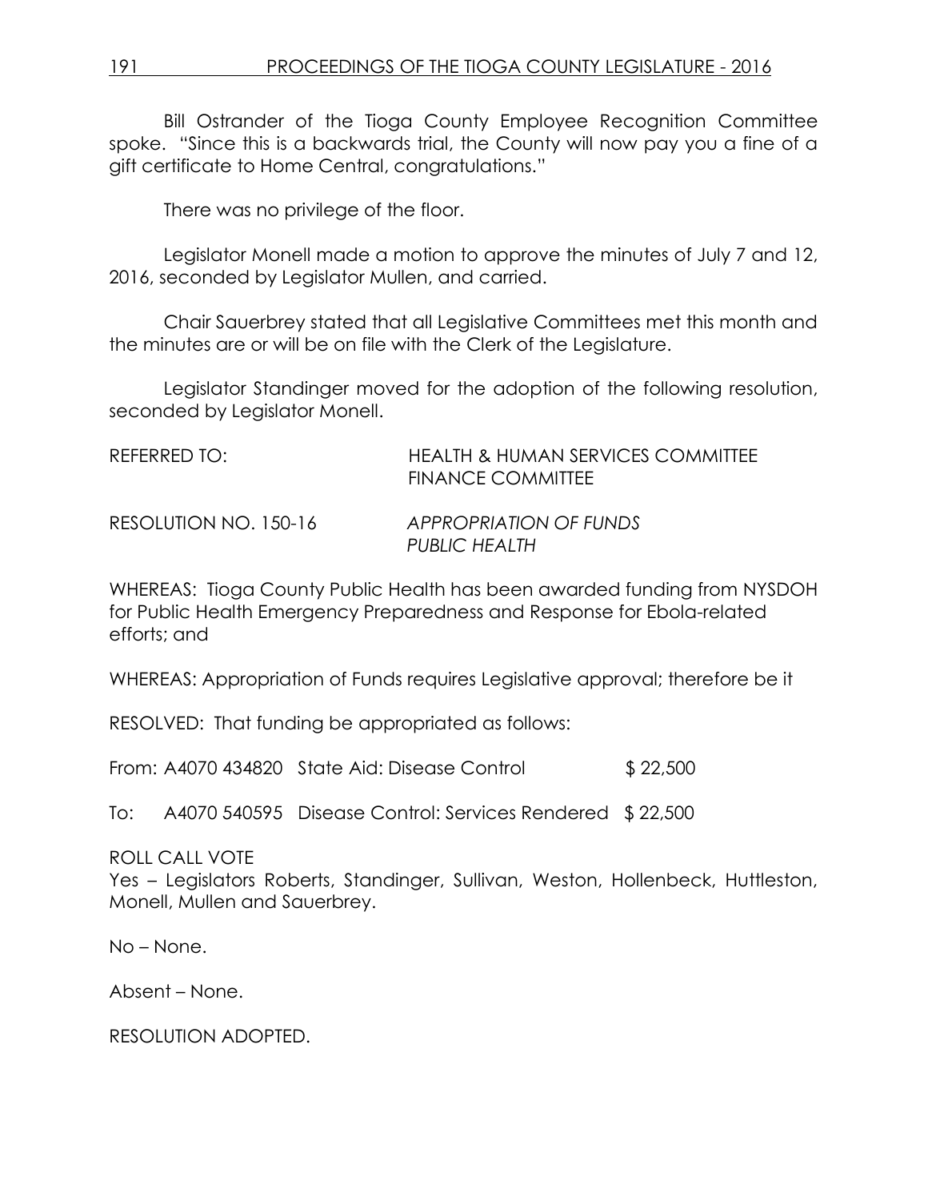Bill Ostrander of the Tioga County Employee Recognition Committee spoke. "Since this is a backwards trial, the County will now pay you a fine of a gift certificate to Home Central, congratulations."

There was no privilege of the floor.

Legislator Monell made a motion to approve the minutes of July 7 and 12, 2016, seconded by Legislator Mullen, and carried.

Chair Sauerbrey stated that all Legislative Committees met this month and the minutes are or will be on file with the Clerk of the Legislature.

Legislator Standinger moved for the adoption of the following resolution, seconded by Legislator Monell.

REFERRED TO: HEALTH & HUMAN SERVICES COMMITTEE
FINANCE COMMITTEE

RESOLUTION NO. 150-16 *APPROPRIATION OF FUNDS PUBLIC HEALTH*

WHEREAS: Tioga County Public Health has been awarded funding from NYSDOH for Public Health Emergency Preparedness and Response for Ebola-related efforts; and

WHEREAS: Appropriation of Funds requires Legislative approval; therefore be it

RESOLVED: That funding be appropriated as follows:

From: A4070 434820 State Aid: Disease Control $ 22,500

To: A4070 540595 Disease Control: Services Rendered $ 22,500

ROLL CALL VOTE
Yes – Legislators Roberts, Standinger, Sullivan, Weston, Hollenbeck, Huttleston, Monell, Mullen and Sauerbrey.

No – None.

Absent – None.

RESOLUTION ADOPTED.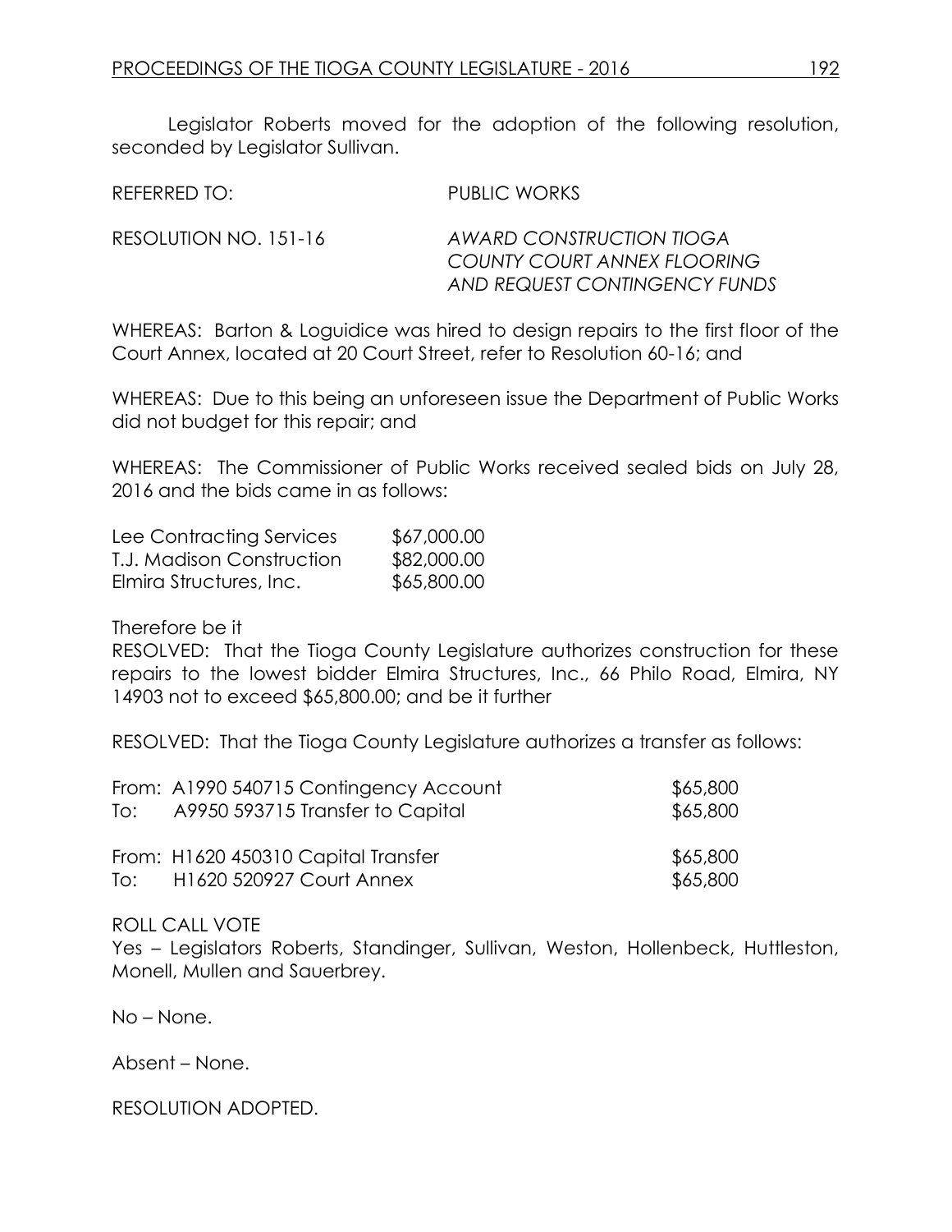Legislator Roberts moved for the adoption of the following resolution, seconded by Legislator Sullivan.

REFERRED TO: PUBLIC WORKS

RESOLUTION NO. 151-16 *AWARD CONSTRUCTION TIOGA COUNTY COURT ANNEX FLOORING AND REQUEST CONTINGENCY FUNDS*

WHEREAS: Barton & Loguidice was hired to design repairs to the first floor of the Court Annex, located at 20 Court Street, refer to Resolution 60-16; and

WHEREAS: Due to this being an unforeseen issue the Department of Public Works did not budget for this repair; and

WHEREAS: The Commissioner of Public Works received sealed bids on July 28, 2016 and the bids came in as follows:

| | |
|---|---|
| Lee Contracting Services | $67,000.00 |
| T.J. Madison Construction | $82,000.00 |
| Elmira Structures, Inc. | $65,800.00 |

Therefore be it

RESOLVED: That the Tioga County Legislature authorizes construction for these repairs to the lowest bidder Elmira Structures, Inc., 66 Philo Road, Elmira, NY 14903 not to exceed $65,800.00; and be it further

RESOLVED: That the Tioga County Legislature authorizes a transfer as follows:

| | | |
|---|---|---|
| From: | A1990 540715 Contingency Account | $65,800 |
| To: | A9950 593715 Transfer to Capital | $65,800 |
| | | |
| From: | H1620 450310 Capital Transfer | $65,800 |
| To: | H1620 520927 Court Annex | $65,800 |

ROLL CALL VOTE
Yes – Legislators Roberts, Standinger, Sullivan, Weston, Hollenbeck, Huttleston, Monell, Mullen and Sauerbrey.

No – None.

Absent – None.

RESOLUTION ADOPTED.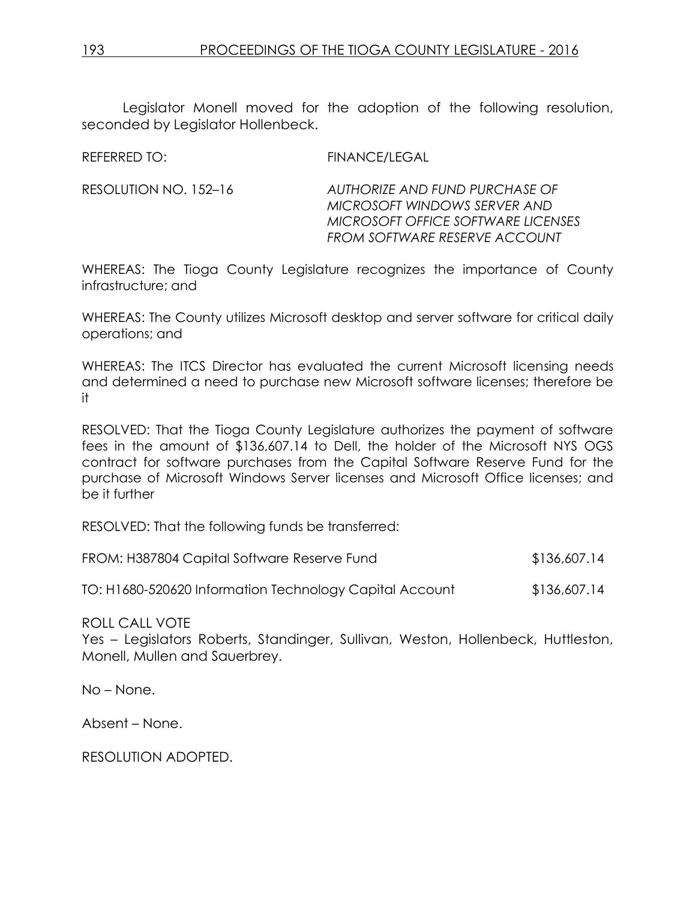Legislator Monell moved for the adoption of the following resolution, seconded by Legislator Hollenbeck.

REFERRED TO: FINANCE/LEGAL

RESOLUTION NO. 152–16 *AUTHORIZE AND FUND PURCHASE OF MICROSOFT WINDOWS SERVER AND MICROSOFT OFFICE SOFTWARE LICENSES FROM SOFTWARE RESERVE ACCOUNT*

WHEREAS: The Tioga County Legislature recognizes the importance of County infrastructure; and

WHEREAS: The County utilizes Microsoft desktop and server software for critical daily operations; and

WHEREAS: The ITCS Director has evaluated the current Microsoft licensing needs and determined a need to purchase new Microsoft software licenses; therefore be it

RESOLVED: That the Tioga County Legislature authorizes the payment of software fees in the amount of $136,607.14 to Dell, the holder of the Microsoft NYS OGS contract for software purchases from the Capital Software Reserve Fund for the purchase of Microsoft Windows Server licenses and Microsoft Office licenses; and be it further

RESOLVED: That the following funds be transferred:

| | |
|---|---|
| FROM: H387804 Capital Software Reserve Fund | $136,607.14 |
| TO: H1680-520620 Information Technology Capital Account | $136,607.14 |

ROLL CALL VOTE
Yes – Legislators Roberts, Standinger, Sullivan, Weston, Hollenbeck, Huttleston, Monell, Mullen and Sauerbrey.

No – None.

Absent – None.

RESOLUTION ADOPTED.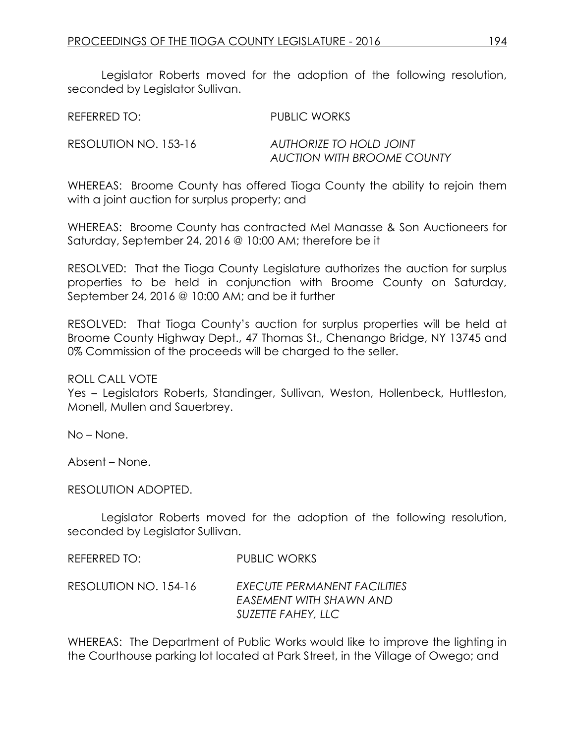Legislator Roberts moved for the adoption of the following resolution, seconded by Legislator Sullivan.

REFERRED TO: PUBLIC WORKS

RESOLUTION NO. 153-16 *AUTHORIZE TO HOLD JOINT AUCTION WITH BROOME COUNTY*

WHEREAS: Broome County has offered Tioga County the ability to rejoin them with a joint auction for surplus property; and

WHEREAS: Broome County has contracted Mel Manasse & Son Auctioneers for Saturday, September 24, 2016 @ 10:00 AM; therefore be it

RESOLVED: That the Tioga County Legislature authorizes the auction for surplus properties to be held in conjunction with Broome County on Saturday, September 24, 2016 @ 10:00 AM; and be it further

RESOLVED: That Tioga County's auction for surplus properties will be held at Broome County Highway Dept., 47 Thomas St., Chenango Bridge, NY 13745 and 0% Commission of the proceeds will be charged to the seller.

ROLL CALL VOTE
Yes – Legislators Roberts, Standinger, Sullivan, Weston, Hollenbeck, Huttleston, Monell, Mullen and Sauerbrey.

No – None.

Absent – None.

RESOLUTION ADOPTED.

Legislator Roberts moved for the adoption of the following resolution, seconded by Legislator Sullivan.

REFERRED TO: PUBLIC WORKS

RESOLUTION NO. 154-16 *EXECUTE PERMANENT FACILITIES EASEMENT WITH SHAWN AND SUZETTE FAHEY, LLC*

WHEREAS: The Department of Public Works would like to improve the lighting in the Courthouse parking lot located at Park Street, in the Village of Owego; and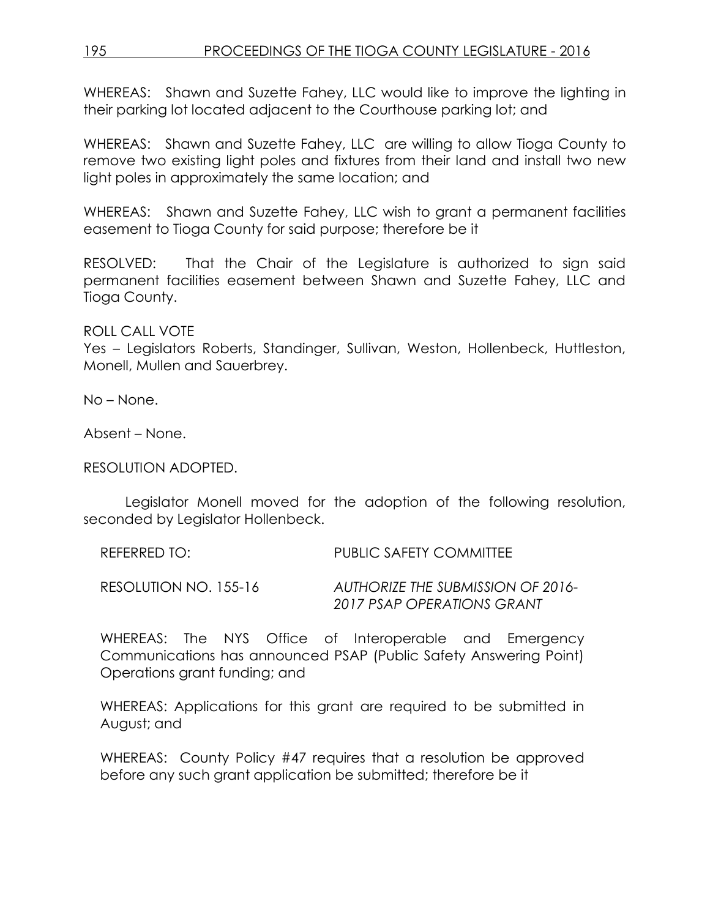WHEREAS: Shawn and Suzette Fahey, LLC would like to improve the lighting in their parking lot located adjacent to the Courthouse parking lot; and

WHEREAS: Shawn and Suzette Fahey, LLC are willing to allow Tioga County to remove two existing light poles and fixtures from their land and install two new light poles in approximately the same location; and

WHEREAS: Shawn and Suzette Fahey, LLC wish to grant a permanent facilities easement to Tioga County for said purpose; therefore be it

RESOLVED: That the Chair of the Legislature is authorized to sign said permanent facilities easement between Shawn and Suzette Fahey, LLC and Tioga County.

ROLL CALL VOTE
Yes – Legislators Roberts, Standinger, Sullivan, Weston, Hollenbeck, Huttleston, Monell, Mullen and Sauerbrey.

No – None.

Absent – None.

RESOLUTION ADOPTED.

Legislator Monell moved for the adoption of the following resolution, seconded by Legislator Hollenbeck.

REFERRED TO: PUBLIC SAFETY COMMITTEE

RESOLUTION NO. 155-16 *AUTHORIZE THE SUBMISSION OF 2016-2017 PSAP OPERATIONS GRANT*

WHEREAS: The NYS Office of Interoperable and Emergency Communications has announced PSAP (Public Safety Answering Point) Operations grant funding; and

WHEREAS: Applications for this grant are required to be submitted in August; and

WHEREAS: County Policy #47 requires that a resolution be approved before any such grant application be submitted; therefore be it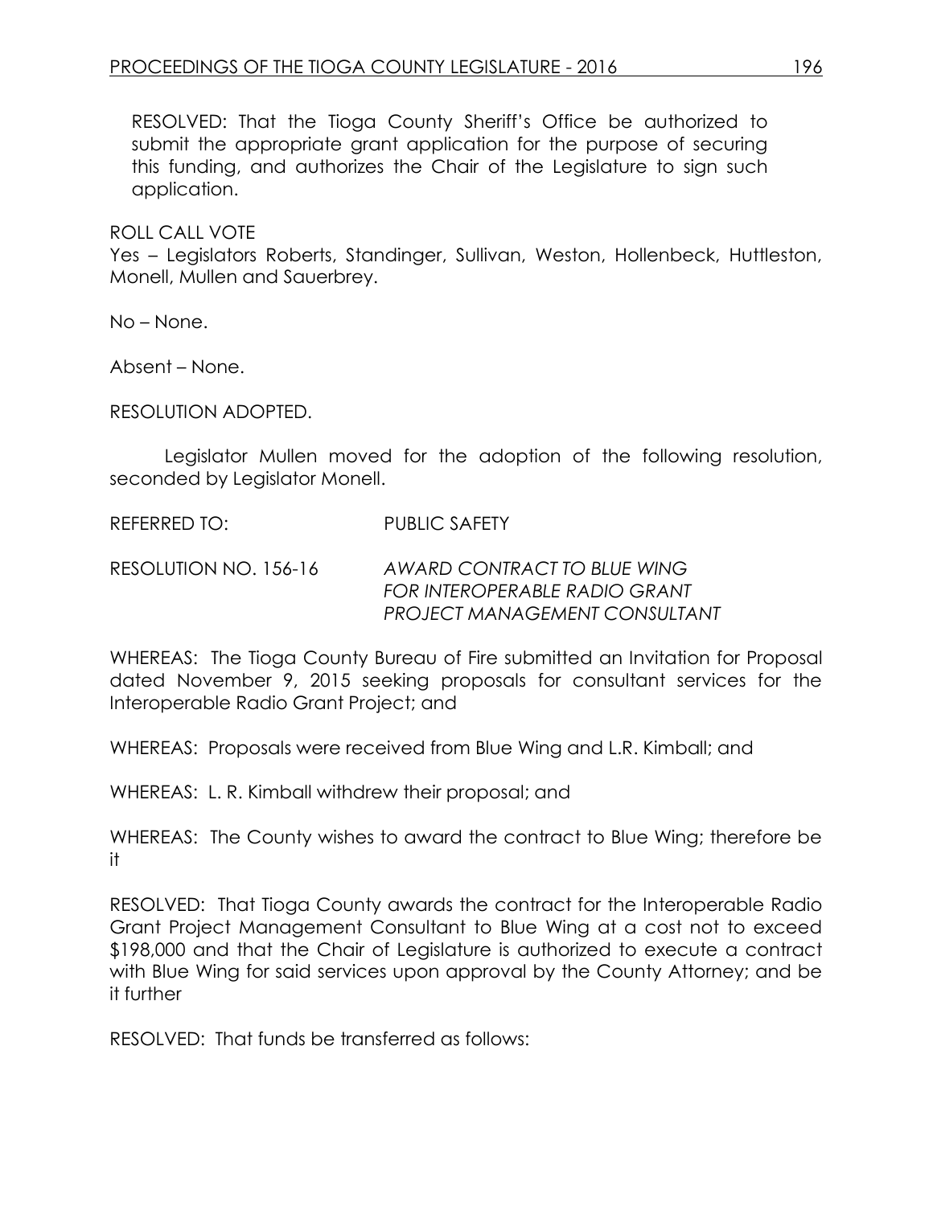RESOLVED: That the Tioga County Sheriff's Office be authorized to submit the appropriate grant application for the purpose of securing this funding, and authorizes the Chair of the Legislature to sign such application.

ROLL CALL VOTE
Yes – Legislators Roberts, Standinger, Sullivan, Weston, Hollenbeck, Huttleston, Monell, Mullen and Sauerbrey.

No – None.

Absent – None.

RESOLUTION ADOPTED.

Legislator Mullen moved for the adoption of the following resolution, seconded by Legislator Monell.

REFERRED TO: PUBLIC SAFETY

RESOLUTION NO. 156-16 *AWARD CONTRACT TO BLUE WING FOR INTEROPERABLE RADIO GRANT PROJECT MANAGEMENT CONSULTANT*

WHEREAS: The Tioga County Bureau of Fire submitted an Invitation for Proposal dated November 9, 2015 seeking proposals for consultant services for the Interoperable Radio Grant Project; and

WHEREAS: Proposals were received from Blue Wing and L.R. Kimball; and

WHEREAS: L. R. Kimball withdrew their proposal; and

WHEREAS: The County wishes to award the contract to Blue Wing; therefore be it

RESOLVED: That Tioga County awards the contract for the Interoperable Radio Grant Project Management Consultant to Blue Wing at a cost not to exceed $198,000 and that the Chair of Legislature is authorized to execute a contract with Blue Wing for said services upon approval by the County Attorney; and be it further

RESOLVED: That funds be transferred as follows: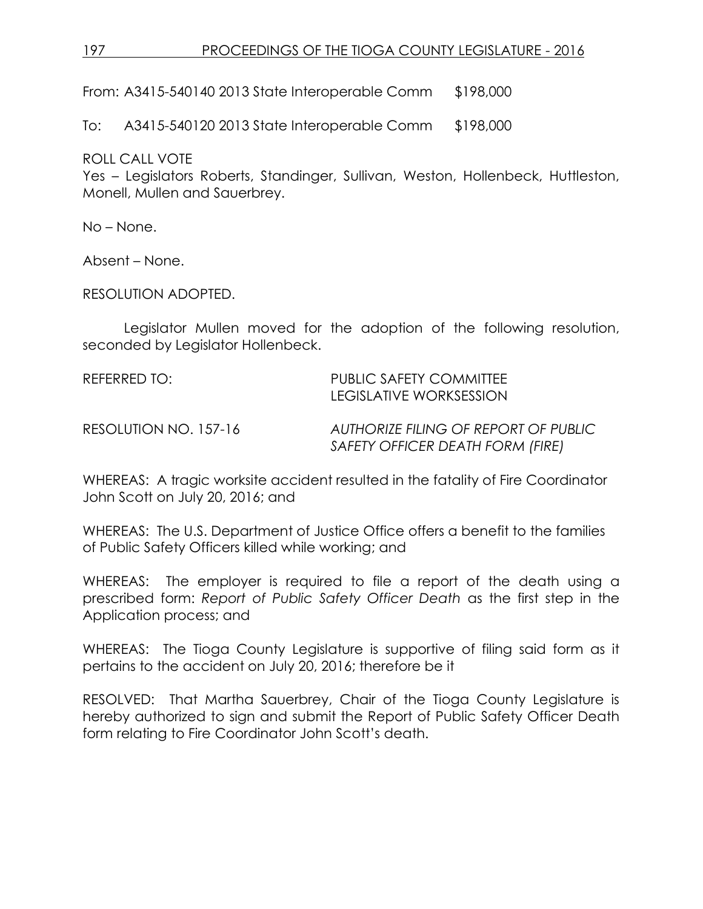From: A3415-540140 2013 State Interoperable Comm $198,000

To: A3415-540120 2013 State Interoperable Comm $198,000

ROLL CALL VOTE
Yes – Legislators Roberts, Standinger, Sullivan, Weston, Hollenbeck, Huttleston, Monell, Mullen and Sauerbrey.

No – None.

Absent – None.

RESOLUTION ADOPTED.

Legislator Mullen moved for the adoption of the following resolution, seconded by Legislator Hollenbeck.

REFERRED TO: PUBLIC SAFETY COMMITTEE
LEGISLATIVE WORKSESSION

RESOLUTION NO. 157-16 *AUTHORIZE FILING OF REPORT OF PUBLIC SAFETY OFFICER DEATH FORM (FIRE)*

WHEREAS: A tragic worksite accident resulted in the fatality of Fire Coordinator John Scott on July 20, 2016; and

WHEREAS: The U.S. Department of Justice Office offers a benefit to the families of Public Safety Officers killed while working; and

WHEREAS: The employer is required to file a report of the death using a prescribed form: *Report of Public Safety Officer Death* as the first step in the Application process; and

WHEREAS: The Tioga County Legislature is supportive of filing said form as it pertains to the accident on July 20, 2016; therefore be it

RESOLVED: That Martha Sauerbrey, Chair of the Tioga County Legislature is hereby authorized to sign and submit the Report of Public Safety Officer Death form relating to Fire Coordinator John Scott's death.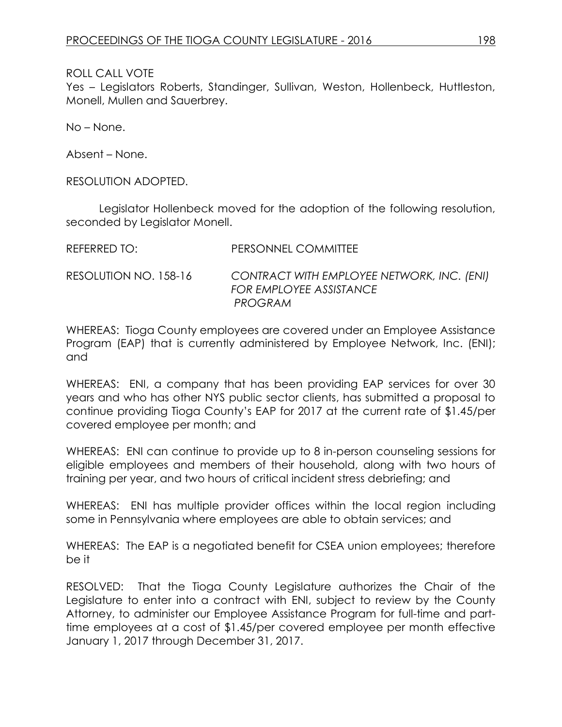ROLL CALL VOTE
Yes – Legislators Roberts, Standinger, Sullivan, Weston, Hollenbeck, Huttleston, Monell, Mullen and Sauerbrey.

No – None.

Absent – None.

RESOLUTION ADOPTED.

Legislator Hollenbeck moved for the adoption of the following resolution, seconded by Legislator Monell.

REFERRED TO: PERSONNEL COMMITTEE

RESOLUTION NO. 158-16 *CONTRACT WITH EMPLOYEE NETWORK, INC. (ENI) FOR EMPLOYEE ASSISTANCE PROGRAM*

WHEREAS: Tioga County employees are covered under an Employee Assistance Program (EAP) that is currently administered by Employee Network, Inc. (ENI); and

WHEREAS: ENI, a company that has been providing EAP services for over 30 years and who has other NYS public sector clients, has submitted a proposal to continue providing Tioga County's EAP for 2017 at the current rate of $1.45/per covered employee per month; and

WHEREAS: ENI can continue to provide up to 8 in-person counseling sessions for eligible employees and members of their household, along with two hours of training per year, and two hours of critical incident stress debriefing; and

WHEREAS: ENI has multiple provider offices within the local region including some in Pennsylvania where employees are able to obtain services; and

WHEREAS: The EAP is a negotiated benefit for CSEA union employees; therefore be it

RESOLVED: That the Tioga County Legislature authorizes the Chair of the Legislature to enter into a contract with ENI, subject to review by the County Attorney, to administer our Employee Assistance Program for full-time and part-time employees at a cost of $1.45/per covered employee per month effective January 1, 2017 through December 31, 2017.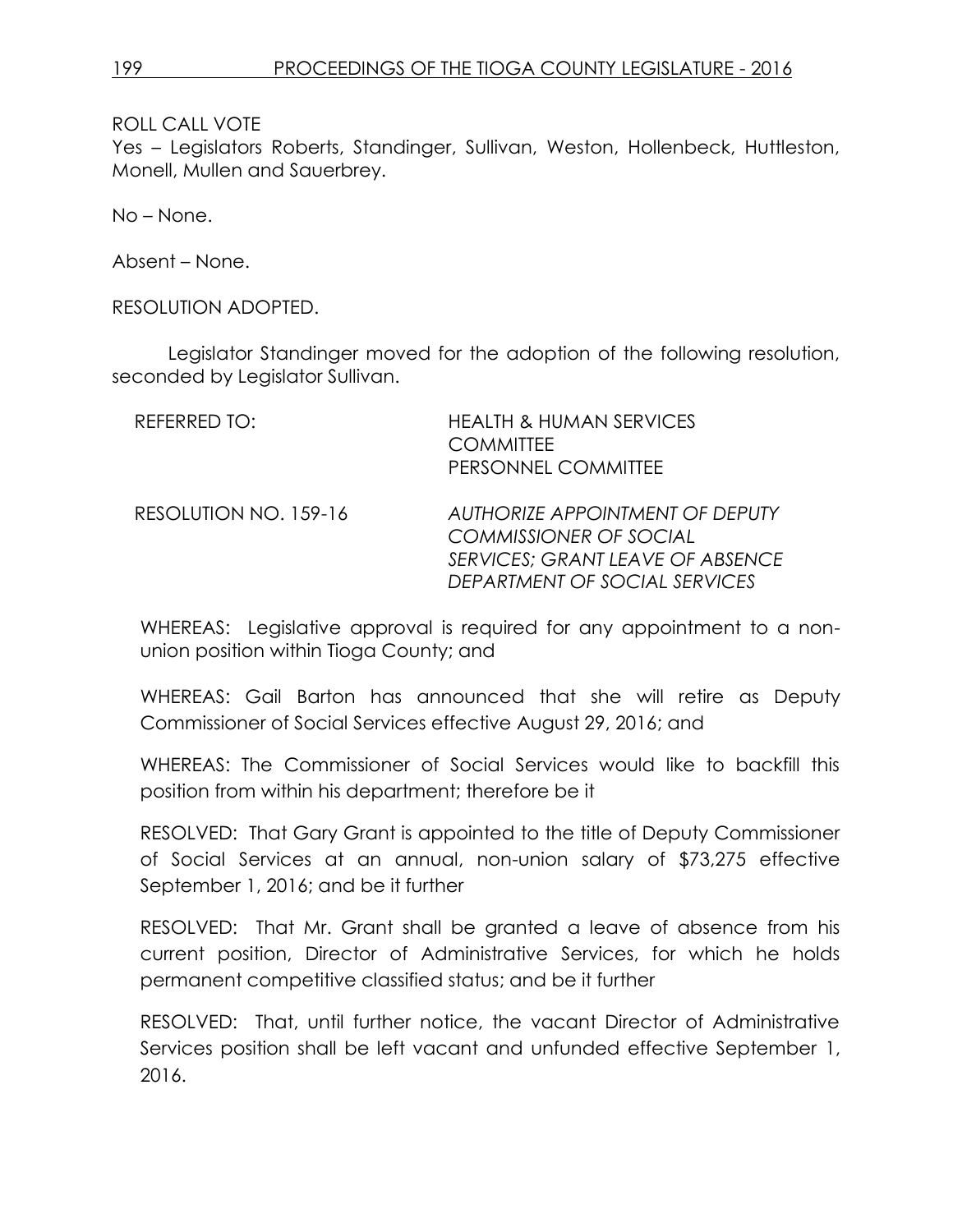ROLL CALL VOTE
Yes – Legislators Roberts, Standinger, Sullivan, Weston, Hollenbeck, Huttleston, Monell, Mullen and Sauerbrey.

No – None.

Absent – None.

RESOLUTION ADOPTED.

Legislator Standinger moved for the adoption of the following resolution, seconded by Legislator Sullivan.

REFERRED TO: HEALTH & HUMAN SERVICES COMMITTEE
PERSONNEL COMMITTEE

RESOLUTION NO. 159-16 *AUTHORIZE APPOINTMENT OF DEPUTY COMMISSIONER OF SOCIAL SERVICES; GRANT LEAVE OF ABSENCE DEPARTMENT OF SOCIAL SERVICES*

WHEREAS: Legislative approval is required for any appointment to a non-union position within Tioga County; and

WHEREAS: Gail Barton has announced that she will retire as Deputy Commissioner of Social Services effective August 29, 2016; and

WHEREAS: The Commissioner of Social Services would like to backfill this position from within his department; therefore be it

RESOLVED: That Gary Grant is appointed to the title of Deputy Commissioner of Social Services at an annual, non-union salary of $73,275 effective September 1, 2016; and be it further

RESOLVED: That Mr. Grant shall be granted a leave of absence from his current position, Director of Administrative Services, for which he holds permanent competitive classified status; and be it further

RESOLVED: That, until further notice, the vacant Director of Administrative Services position shall be left vacant and unfunded effective September 1, 2016.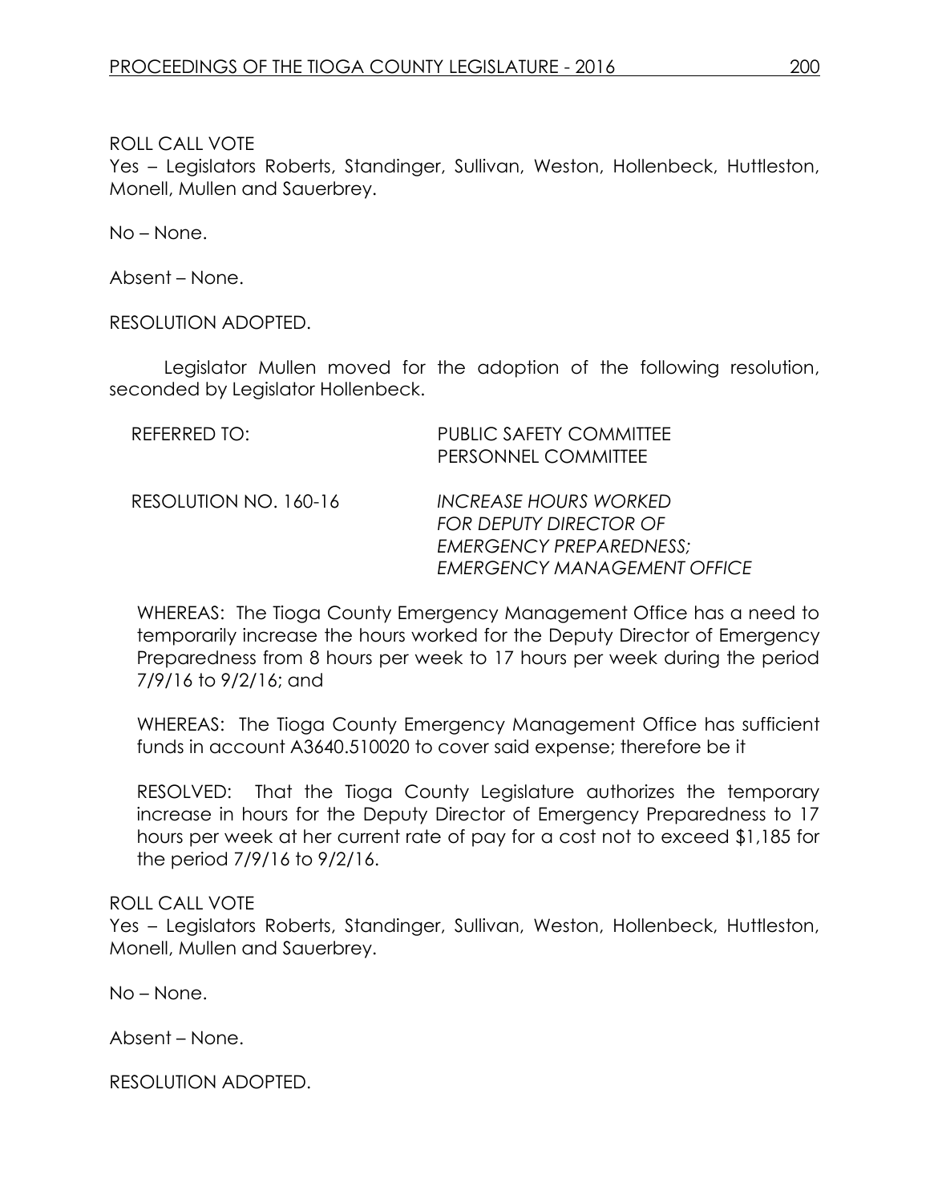ROLL CALL VOTE
Yes – Legislators Roberts, Standinger, Sullivan, Weston, Hollenbeck, Huttleston, Monell, Mullen and Sauerbrey.

No – None.

Absent – None.

RESOLUTION ADOPTED.

Legislator Mullen moved for the adoption of the following resolution, seconded by Legislator Hollenbeck.

REFERRED TO: PUBLIC SAFETY COMMITTEE
PERSONNEL COMMITTEE

RESOLUTION NO. 160-16 *INCREASE HOURS WORKED FOR DEPUTY DIRECTOR OF EMERGENCY PREPAREDNESS; EMERGENCY MANAGEMENT OFFICE*

WHEREAS: The Tioga County Emergency Management Office has a need to temporarily increase the hours worked for the Deputy Director of Emergency Preparedness from 8 hours per week to 17 hours per week during the period 7/9/16 to 9/2/16; and

WHEREAS: The Tioga County Emergency Management Office has sufficient funds in account A3640.510020 to cover said expense; therefore be it

RESOLVED: That the Tioga County Legislature authorizes the temporary increase in hours for the Deputy Director of Emergency Preparedness to 17 hours per week at her current rate of pay for a cost not to exceed $1,185 for the period 7/9/16 to 9/2/16.

ROLL CALL VOTE
Yes – Legislators Roberts, Standinger, Sullivan, Weston, Hollenbeck, Huttleston, Monell, Mullen and Sauerbrey.

No – None.

Absent – None.

RESOLUTION ADOPTED.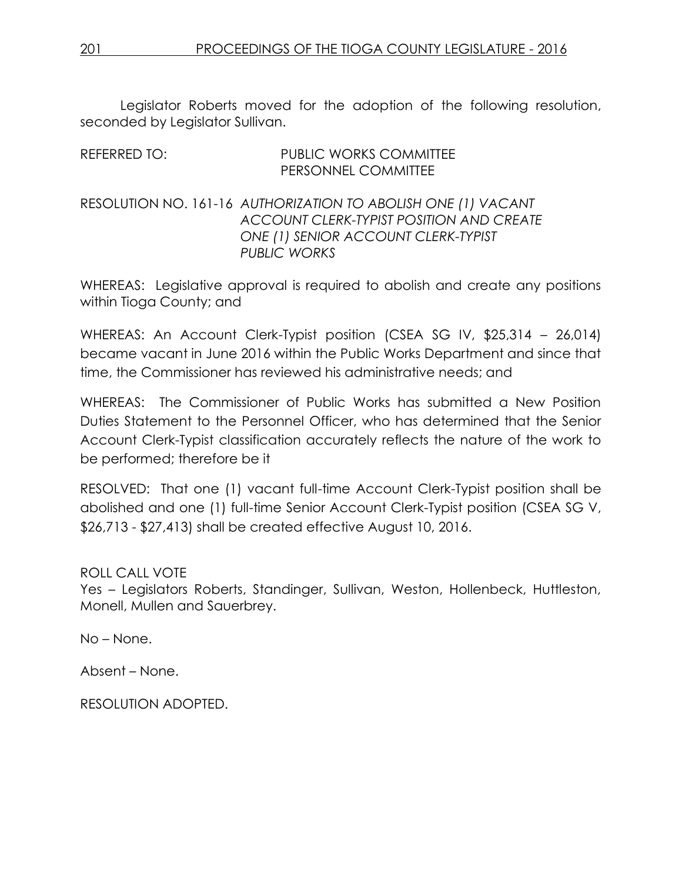Legislator Roberts moved for the adoption of the following resolution, seconded by Legislator Sullivan.

REFERRED TO: PUBLIC WORKS COMMITTEE
PERSONNEL COMMITTEE

RESOLUTION NO. 161-16 *AUTHORIZATION TO ABOLISH ONE (1) VACANT ACCOUNT CLERK-TYPIST POSITION AND CREATE ONE (1) SENIOR ACCOUNT CLERK-TYPIST PUBLIC WORKS*

WHEREAS: Legislative approval is required to abolish and create any positions within Tioga County; and

WHEREAS: An Account Clerk-Typist position (CSEA SG IV, $25,314 – 26,014) became vacant in June 2016 within the Public Works Department and since that time, the Commissioner has reviewed his administrative needs; and

WHEREAS: The Commissioner of Public Works has submitted a New Position Duties Statement to the Personnel Officer, who has determined that the Senior Account Clerk-Typist classification accurately reflects the nature of the work to be performed; therefore be it

RESOLVED: That one (1) vacant full-time Account Clerk-Typist position shall be abolished and one (1) full-time Senior Account Clerk-Typist position (CSEA SG V, $26,713 - $27,413) shall be created effective August 10, 2016.

ROLL CALL VOTE
Yes – Legislators Roberts, Standinger, Sullivan, Weston, Hollenbeck, Huttleston, Monell, Mullen and Sauerbrey.

No – None.

Absent – None.

RESOLUTION ADOPTED.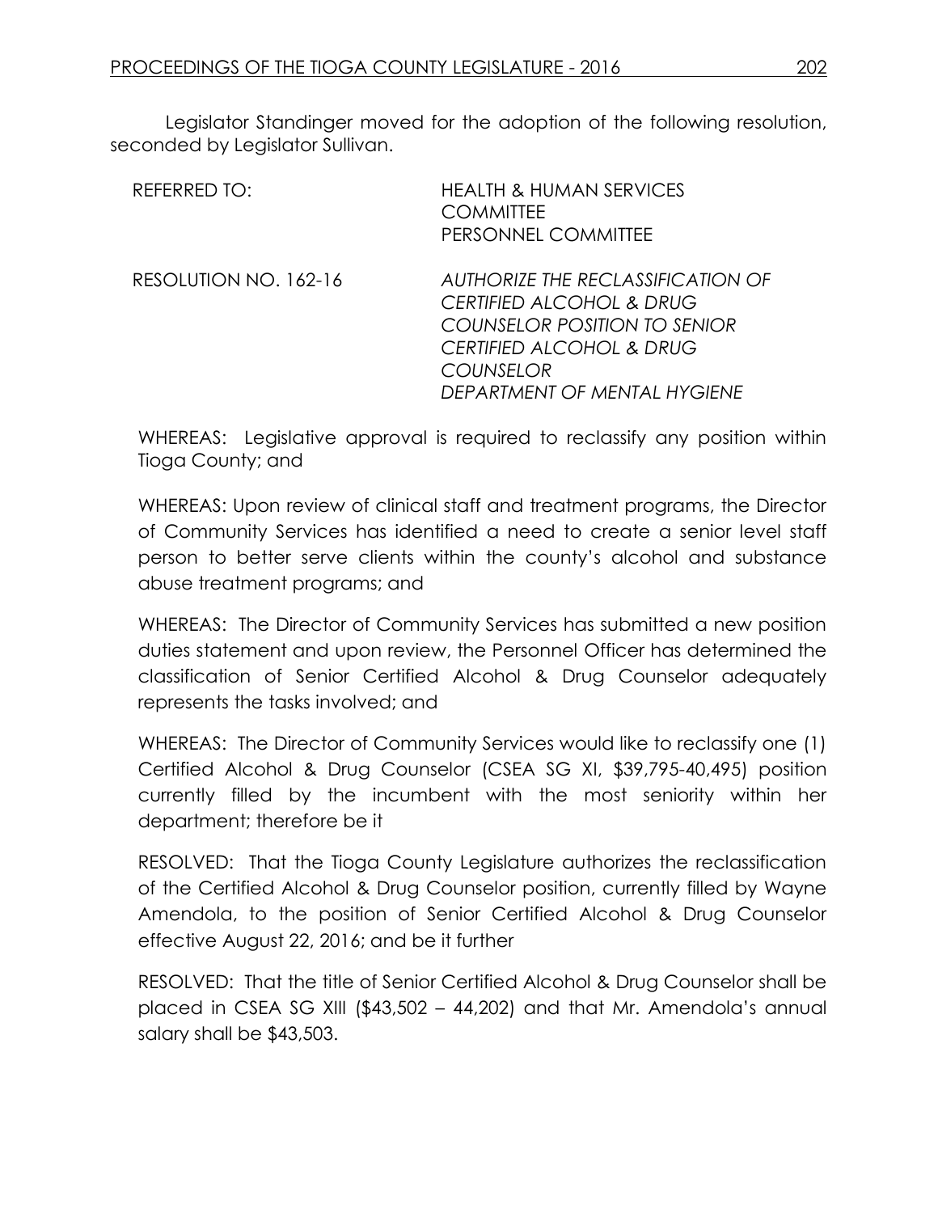Legislator Standinger moved for the adoption of the following resolution, seconded by Legislator Sullivan.

REFERRED TO: HEALTH & HUMAN SERVICES COMMITTEE
PERSONNEL COMMITTEE

RESOLUTION NO. 162-16 *AUTHORIZE THE RECLASSIFICATION OF CERTIFIED ALCOHOL & DRUG COUNSELOR POSITION TO SENIOR CERTIFIED ALCOHOL & DRUG COUNSELOR*
*DEPARTMENT OF MENTAL HYGIENE*

WHEREAS: Legislative approval is required to reclassify any position within Tioga County; and

WHEREAS: Upon review of clinical staff and treatment programs, the Director of Community Services has identified a need to create a senior level staff person to better serve clients within the county's alcohol and substance abuse treatment programs; and

WHEREAS: The Director of Community Services has submitted a new position duties statement and upon review, the Personnel Officer has determined the classification of Senior Certified Alcohol & Drug Counselor adequately represents the tasks involved; and

WHEREAS: The Director of Community Services would like to reclassify one (1) Certified Alcohol & Drug Counselor (CSEA SG XI, $39,795-40,495) position currently filled by the incumbent with the most seniority within her department; therefore be it

RESOLVED: That the Tioga County Legislature authorizes the reclassification of the Certified Alcohol & Drug Counselor position, currently filled by Wayne Amendola, to the position of Senior Certified Alcohol & Drug Counselor effective August 22, 2016; and be it further

RESOLVED: That the title of Senior Certified Alcohol & Drug Counselor shall be placed in CSEA SG XIII ($43,502 – 44,202) and that Mr. Amendola's annual salary shall be $43,503.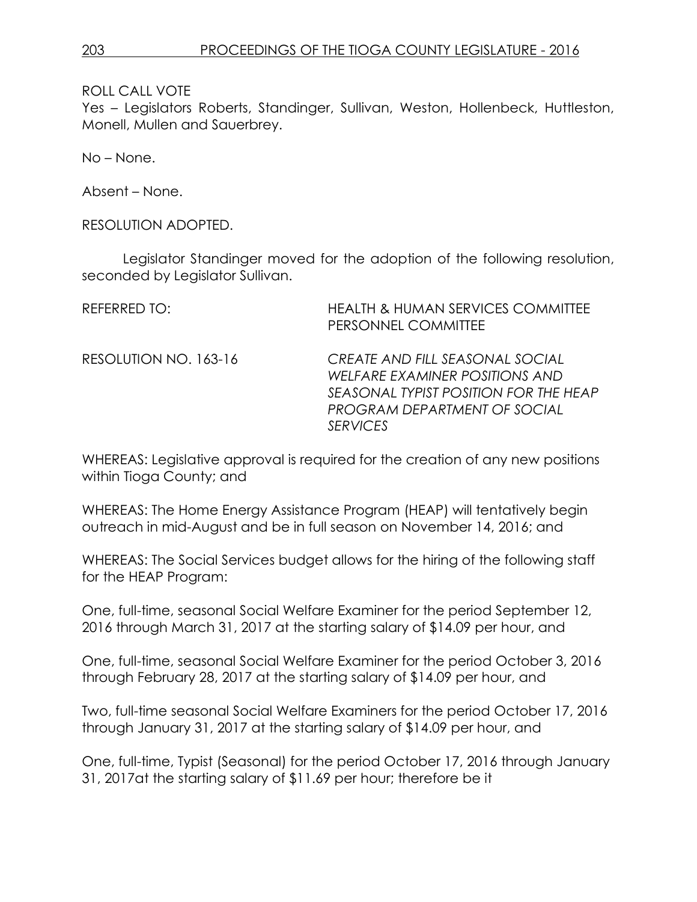ROLL CALL VOTE
Yes – Legislators Roberts, Standinger, Sullivan, Weston, Hollenbeck, Huttleston, Monell, Mullen and Sauerbrey.

No – None.

Absent – None.

RESOLUTION ADOPTED.

Legislator Standinger moved for the adoption of the following resolution, seconded by Legislator Sullivan.

REFERRED TO: HEALTH & HUMAN SERVICES COMMITTEE
PERSONNEL COMMITTEE

RESOLUTION NO. 163-16 *CREATE AND FILL SEASONAL SOCIAL WELFARE EXAMINER POSITIONS AND SEASONAL TYPIST POSITION FOR THE HEAP PROGRAM DEPARTMENT OF SOCIAL SERVICES*

WHEREAS: Legislative approval is required for the creation of any new positions within Tioga County; and

WHEREAS: The Home Energy Assistance Program (HEAP) will tentatively begin outreach in mid-August and be in full season on November 14, 2016; and

WHEREAS: The Social Services budget allows for the hiring of the following staff for the HEAP Program:

One, full-time, seasonal Social Welfare Examiner for the period September 12, 2016 through March 31, 2017 at the starting salary of $14.09 per hour, and

One, full-time, seasonal Social Welfare Examiner for the period October 3, 2016 through February 28, 2017 at the starting salary of $14.09 per hour, and

Two, full-time seasonal Social Welfare Examiners for the period October 17, 2016 through January 31, 2017 at the starting salary of $14.09 per hour, and

One, full-time, Typist (Seasonal) for the period October 17, 2016 through January 31, 2017at the starting salary of $11.69 per hour; therefore be it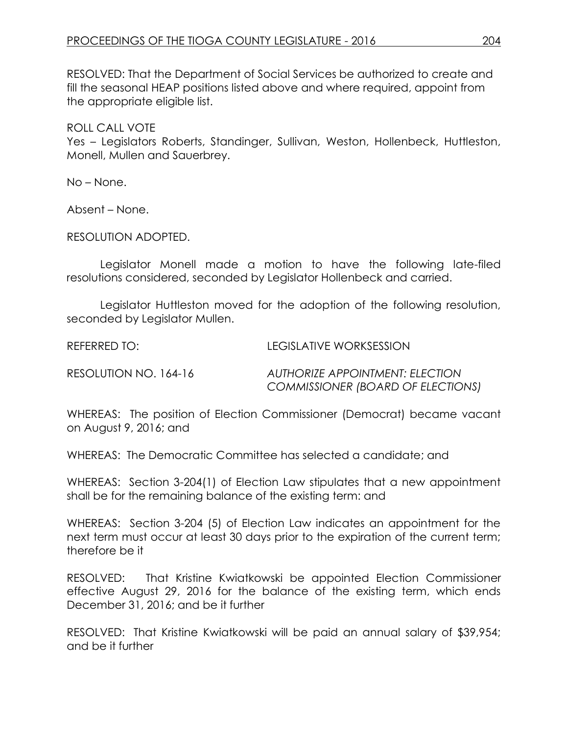RESOLVED: That the Department of Social Services be authorized to create and fill the seasonal HEAP positions listed above and where required, appoint from the appropriate eligible list.

ROLL CALL VOTE
Yes – Legislators Roberts, Standinger, Sullivan, Weston, Hollenbeck, Huttleston, Monell, Mullen and Sauerbrey.

No – None.

Absent – None.

RESOLUTION ADOPTED.

Legislator Monell made a motion to have the following late-filed resolutions considered, seconded by Legislator Hollenbeck and carried.

Legislator Huttleston moved for the adoption of the following resolution, seconded by Legislator Mullen.

REFERRED TO: LEGISLATIVE WORKSESSION

RESOLUTION NO. 164-16 *AUTHORIZE APPOINTMENT: ELECTION COMMISSIONER (BOARD OF ELECTIONS)*

WHEREAS: The position of Election Commissioner (Democrat) became vacant on August 9, 2016; and

WHEREAS: The Democratic Committee has selected a candidate; and

WHEREAS: Section 3-204(1) of Election Law stipulates that a new appointment shall be for the remaining balance of the existing term: and

WHEREAS: Section 3-204 (5) of Election Law indicates an appointment for the next term must occur at least 30 days prior to the expiration of the current term; therefore be it

RESOLVED: That Kristine Kwiatkowski be appointed Election Commissioner effective August 29, 2016 for the balance of the existing term, which ends December 31, 2016; and be it further

RESOLVED: That Kristine Kwiatkowski will be paid an annual salary of $39,954; and be it further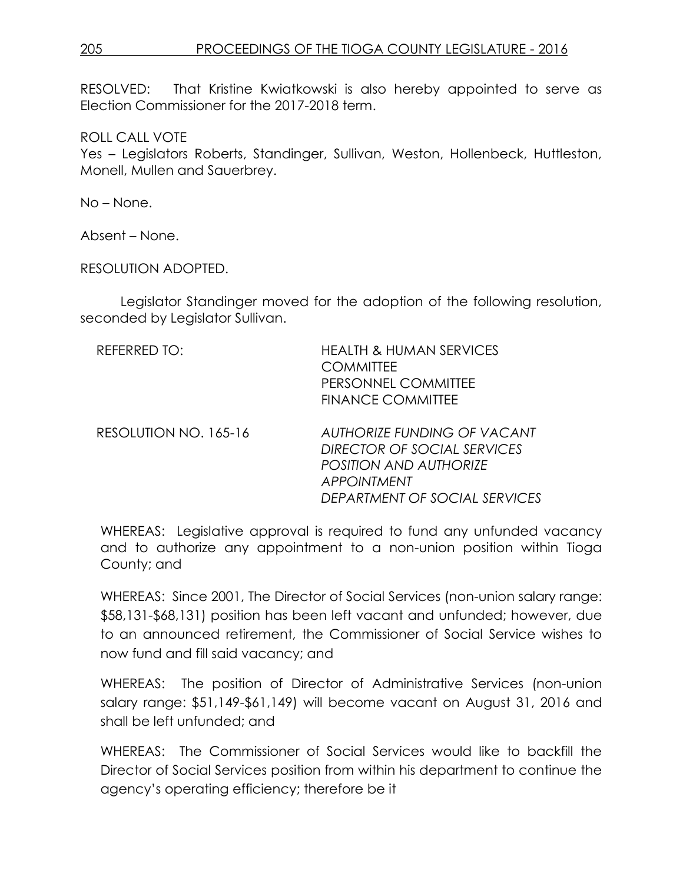RESOLVED: That Kristine Kwiatkowski is also hereby appointed to serve as Election Commissioner for the 2017-2018 term.

ROLL CALL VOTE
Yes – Legislators Roberts, Standinger, Sullivan, Weston, Hollenbeck, Huttleston, Monell, Mullen and Sauerbrey.

No – None.

Absent – None.

RESOLUTION ADOPTED.

Legislator Standinger moved for the adoption of the following resolution, seconded by Legislator Sullivan.

| REFERRED TO: | HEALTH & HUMAN SERVICES COMMITTEE<br>PERSONNEL COMMITTEE<br>FINANCE COMMITTEE |
| --- | --- |
| RESOLUTION NO. 165-16 | *AUTHORIZE FUNDING OF VACANT DIRECTOR OF SOCIAL SERVICES POSITION AND AUTHORIZE APPOINTMENT DEPARTMENT OF SOCIAL SERVICES* |

WHEREAS: Legislative approval is required to fund any unfunded vacancy and to authorize any appointment to a non-union position within Tioga County; and

WHEREAS: Since 2001, The Director of Social Services (non-union salary range: $58,131-$68,131) position has been left vacant and unfunded; however, due to an announced retirement, the Commissioner of Social Service wishes to now fund and fill said vacancy; and

WHEREAS: The position of Director of Administrative Services (non-union salary range: $51,149-$61,149) will become vacant on August 31, 2016 and shall be left unfunded; and

WHEREAS: The Commissioner of Social Services would like to backfill the Director of Social Services position from within his department to continue the agency's operating efficiency; therefore be it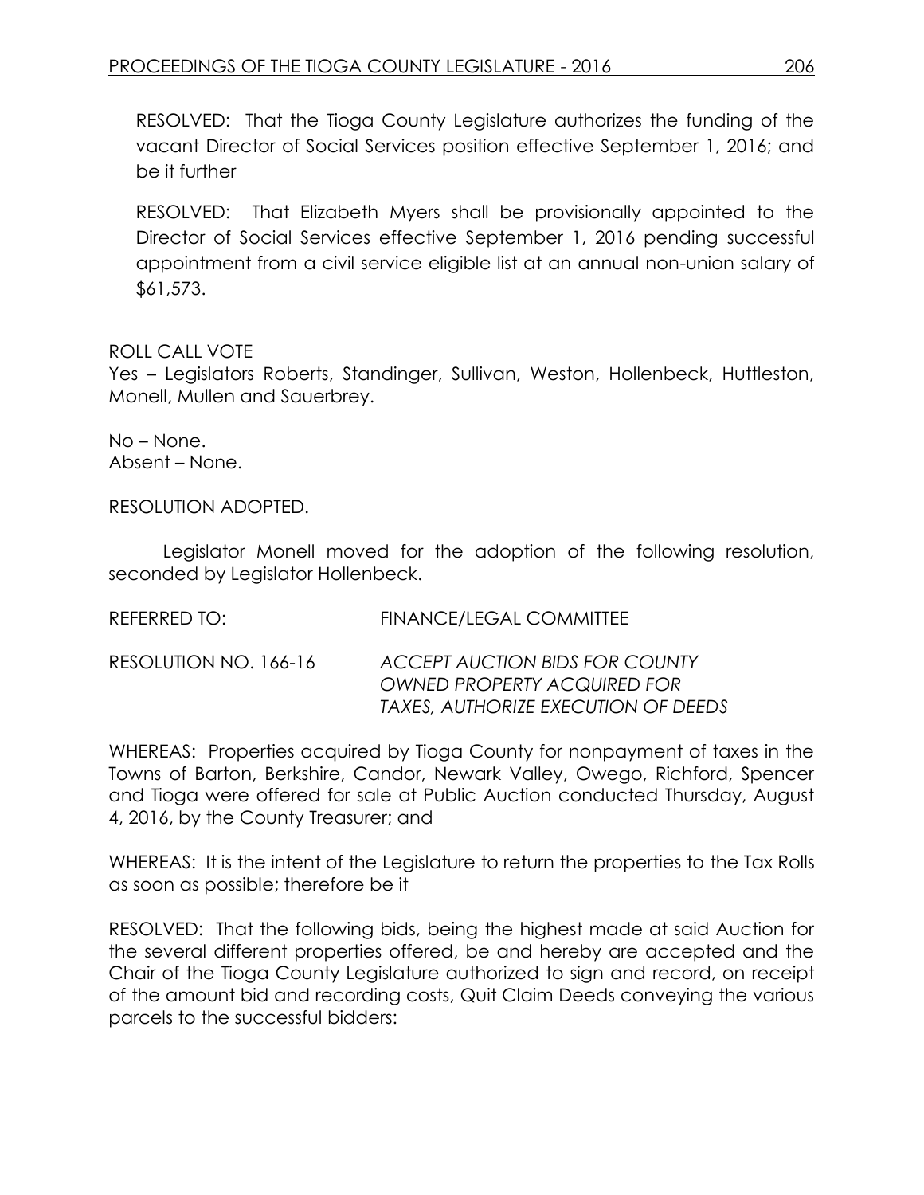RESOLVED: That the Tioga County Legislature authorizes the funding of the vacant Director of Social Services position effective September 1, 2016; and be it further

RESOLVED: That Elizabeth Myers shall be provisionally appointed to the Director of Social Services effective September 1, 2016 pending successful appointment from a civil service eligible list at an annual non-union salary of $61,573.

ROLL CALL VOTE
Yes – Legislators Roberts, Standinger, Sullivan, Weston, Hollenbeck, Huttleston, Monell, Mullen and Sauerbrey.

No – None.
Absent – None.

RESOLUTION ADOPTED.

Legislator Monell moved for the adoption of the following resolution, seconded by Legislator Hollenbeck.

REFERRED TO: FINANCE/LEGAL COMMITTEE

RESOLUTION NO. 166-16 *ACCEPT AUCTION BIDS FOR COUNTY OWNED PROPERTY ACQUIRED FOR TAXES, AUTHORIZE EXECUTION OF DEEDS*

WHEREAS: Properties acquired by Tioga County for nonpayment of taxes in the Towns of Barton, Berkshire, Candor, Newark Valley, Owego, Richford, Spencer and Tioga were offered for sale at Public Auction conducted Thursday, August 4, 2016, by the County Treasurer; and

WHEREAS: It is the intent of the Legislature to return the properties to the Tax Rolls as soon as possible; therefore be it

RESOLVED: That the following bids, being the highest made at said Auction for the several different properties offered, be and hereby are accepted and the Chair of the Tioga County Legislature authorized to sign and record, on receipt of the amount bid and recording costs, Quit Claim Deeds conveying the various parcels to the successful bidders: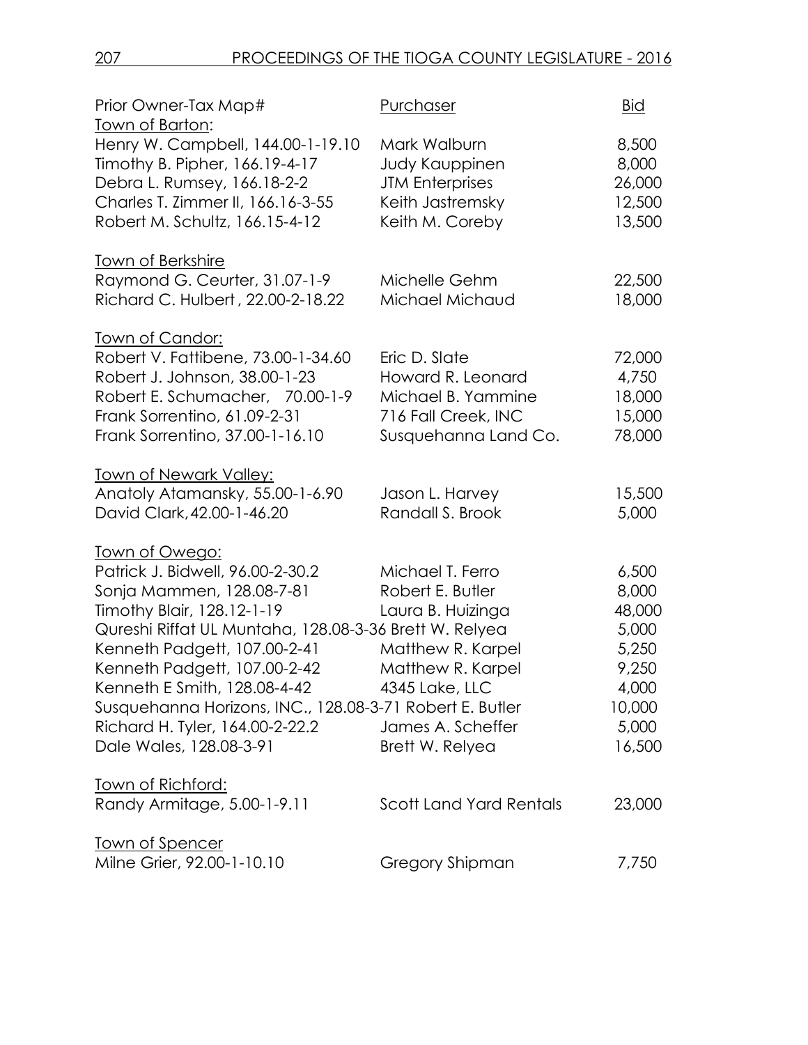| Prior Owner-Tax Map# | Purchaser | Bid |
|---|---|---|
| Town of Barton: | | |
| Henry W. Campbell, 144.00-1-19.10 | Mark Walburn | 8,500 |
| Timothy B. Pipher, 166.19-4-17 | Judy Kauppinen | 8,000 |
| Debra L. Rumsey, 166.18-2-2 | JTM Enterprises | 26,000 |
| Charles T. Zimmer II, 166.16-3-55 | Keith Jastremsky | 12,500 |
| Robert M. Schultz, 166.15-4-12 | Keith M. Coreby | 13,500 |
| Town of Berkshire | | |
| Raymond G. Ceurter, 31.07-1-9 | Michelle Gehm | 22,500 |
| Richard C. Hulbert , 22.00-2-18.22 | Michael Michaud | 18,000 |
| Town of Candor: | | |
| Robert V. Fattibene, 73.00-1-34.60 | Eric D. Slate | 72,000 |
| Robert J. Johnson, 38.00-1-23 | Howard R. Leonard | 4,750 |
| Robert E. Schumacher, 70.00-1-9 | Michael B. Yammine | 18,000 |
| Frank Sorrentino, 61.09-2-31 | 716 Fall Creek, INC | 15,000 |
| Frank Sorrentino, 37.00-1-16.10 | Susquehanna Land Co. | 78,000 |
| Town of Newark Valley: | | |
| Anatoly Atamansky, 55.00-1-6.90 | Jason L. Harvey | 15,500 |
| David Clark, 42.00-1-46.20 | Randall S. Brook | 5,000 |
| Town of Owego: | | |
| Patrick J. Bidwell, 96.00-2-30.2 | Michael T. Ferro | 6,500 |
| Sonja Mammen, 128.08-7-81 | Robert E. Butler | 8,000 |
| Timothy Blair, 128.12-1-19 | Laura B. Huizinga | 48,000 |
| Qureshi Riffat UL Muntaha, 128.08-3-36 | Brett W. Relyea | 5,000 |
| Kenneth Padgett, 107.00-2-41 | Matthew R. Karpel | 5,250 |
| Kenneth Padgett, 107.00-2-42 | Matthew R. Karpel | 9,250 |
| Kenneth E Smith, 128.08-4-42 | 4345 Lake, LLC | 4,000 |
| Susquehanna Horizons, INC., 128.08-3-71 | Robert E. Butler | 10,000 |
| Richard H. Tyler, 164.00-2-22.2 | James A. Scheffer | 5,000 |
| Dale Wales, 128.08-3-91 | Brett W. Relyea | 16,500 |
| Town of Richford: | | |
| Randy Armitage, 5.00-1-9.11 | Scott Land Yard Rentals | 23,000 |
| Town of Spencer | | |
| Milne Grier, 92.00-1-10.10 | Gregory Shipman | 7,750 |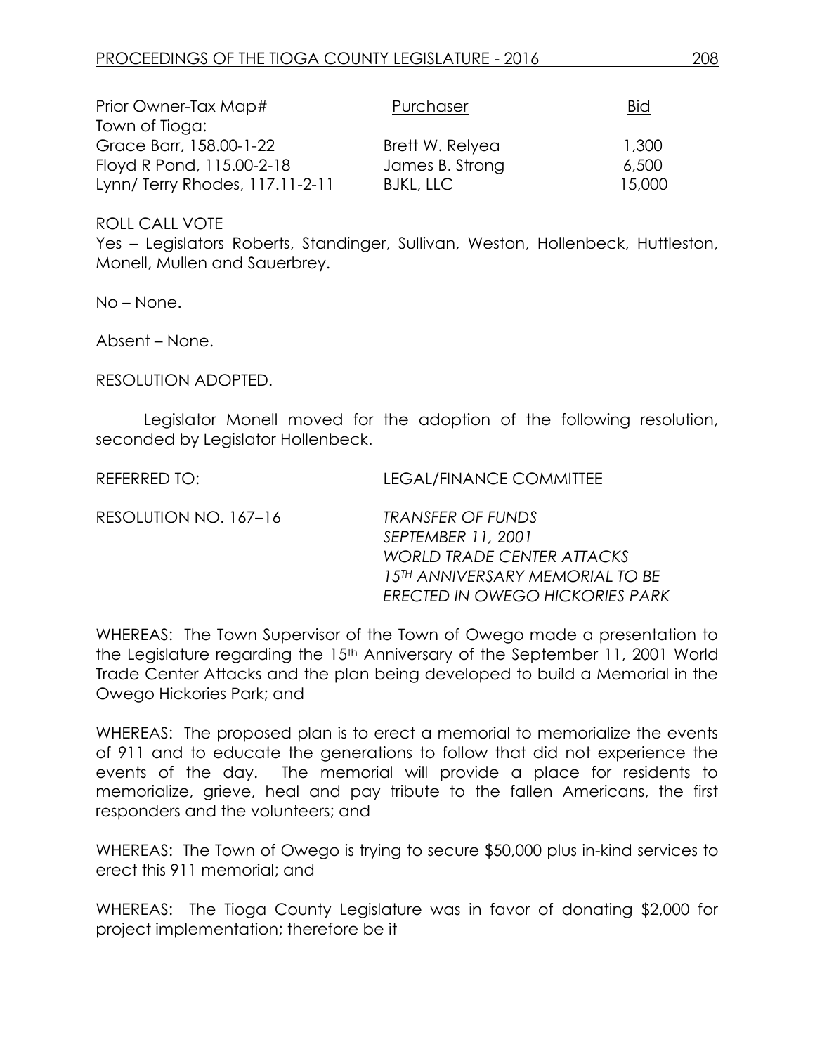| Prior Owner-Tax Map# | Purchaser | Bid |
|---|---|---|
| Town of Tioga: | | |
| Grace Barr, 158.00-1-22 | Brett W. Relyea | 1,300 |
| Floyd R Pond, 115.00-2-18 | James B. Strong | 6,500 |
| Lynn/ Terry Rhodes, 117.11-2-11 | BJKL, LLC | 15,000 |

ROLL CALL VOTE
Yes – Legislators Roberts, Standinger, Sullivan, Weston, Hollenbeck, Huttleston, Monell, Mullen and Sauerbrey.

No – None.

Absent – None.

RESOLUTION ADOPTED.

Legislator Monell moved for the adoption of the following resolution, seconded by Legislator Hollenbeck.

REFERRED TO: LEGAL/FINANCE COMMITTEE

RESOLUTION NO. 167–16 *TRANSFER OF FUNDS*
*SEPTEMBER 11, 2001*
*WORLD TRADE CENTER ATTACKS*
*15TH ANNIVERSARY MEMORIAL TO BE ERECTED IN OWEGO HICKORIES PARK*

WHEREAS: The Town Supervisor of the Town of Owego made a presentation to the Legislature regarding the 15th Anniversary of the September 11, 2001 World Trade Center Attacks and the plan being developed to build a Memorial in the Owego Hickories Park; and

WHEREAS: The proposed plan is to erect a memorial to memorialize the events of 911 and to educate the generations to follow that did not experience the events of the day. The memorial will provide a place for residents to memorialize, grieve, heal and pay tribute to the fallen Americans, the first responders and the volunteers; and

WHEREAS: The Town of Owego is trying to secure $50,000 plus in-kind services to erect this 911 memorial; and

WHEREAS: The Tioga County Legislature was in favor of donating $2,000 for project implementation; therefore be it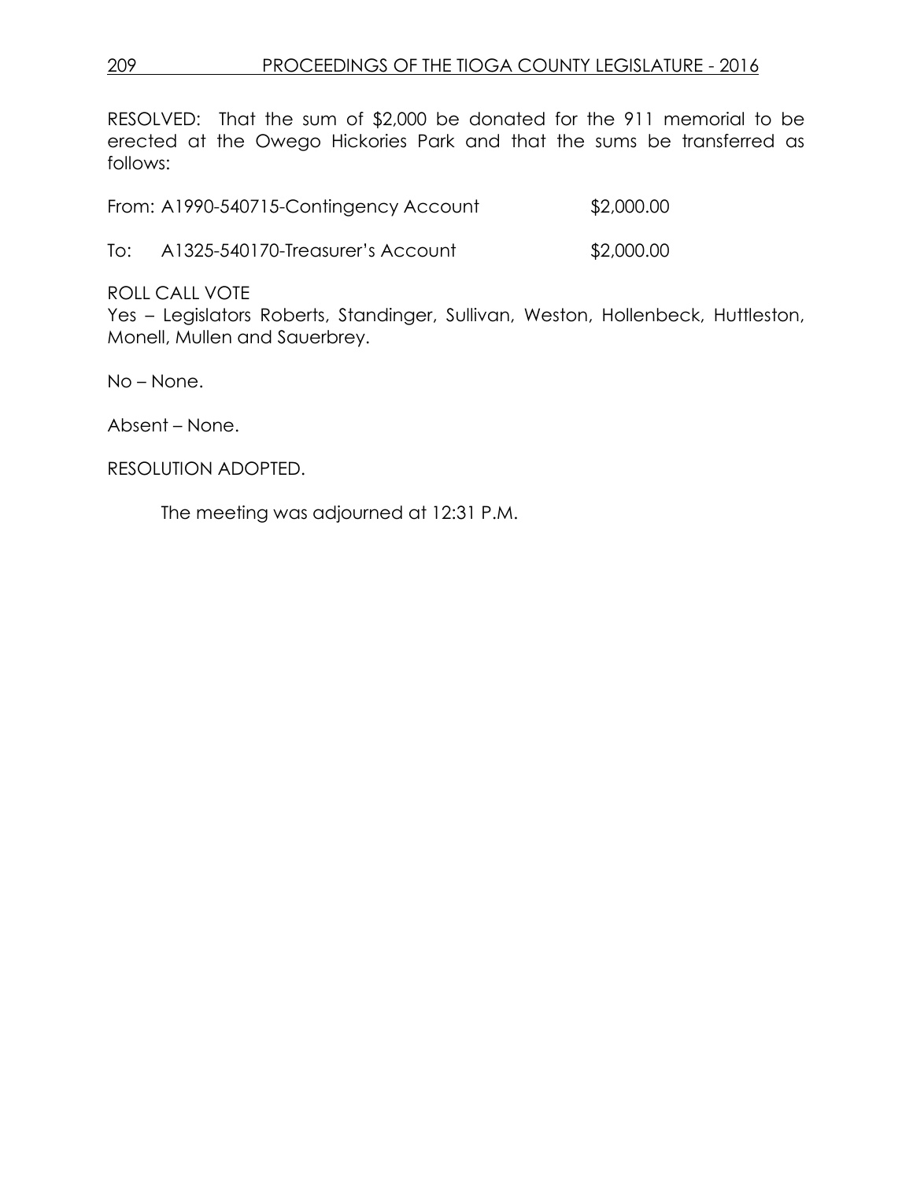RESOLVED: That the sum of $2,000 be donated for the 911 memorial to be erected at the Owego Hickories Park and that the sums be transferred as follows:

From: A1990-540715-Contingency Account $2,000.00

To: A1325-540170-Treasurer's Account $2,000.00

ROLL CALL VOTE
Yes – Legislators Roberts, Standinger, Sullivan, Weston, Hollenbeck, Huttleston, Monell, Mullen and Sauerbrey.

No – None.

Absent – None.

RESOLUTION ADOPTED.

The meeting was adjourned at 12:31 P.M.